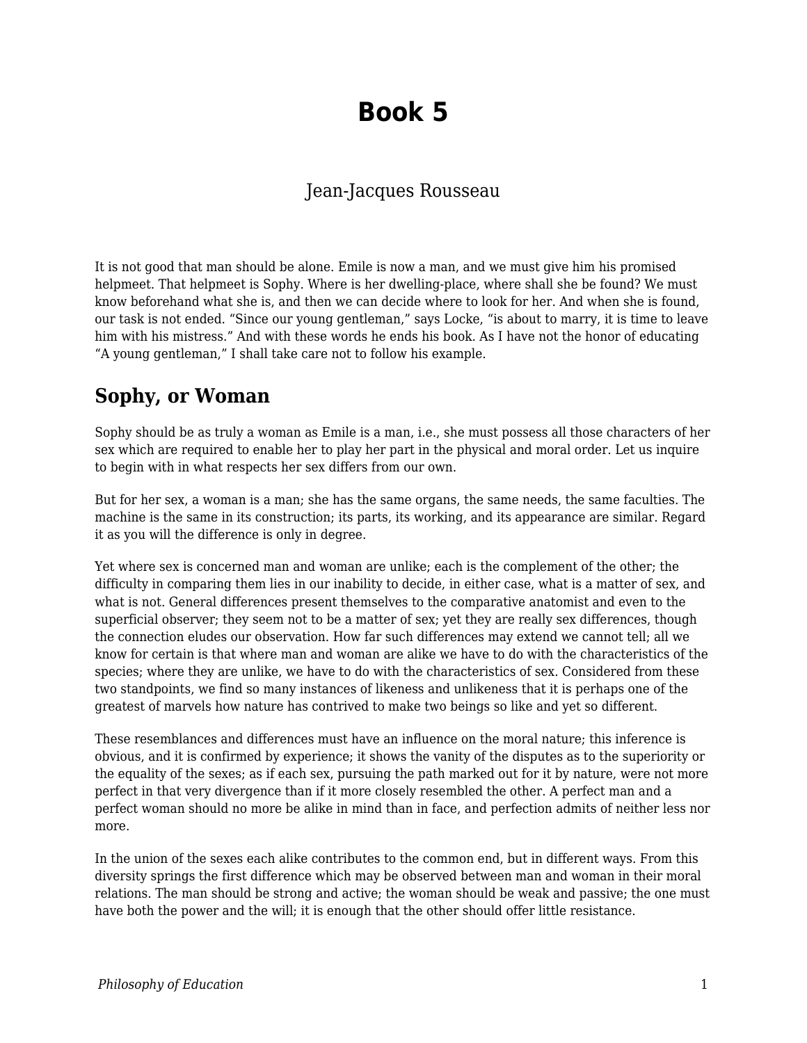# Book 5

Jean-Jacques Rousseau

It is not good that man should be alone. Emile is now a man, and we must give him his promised helpmeet. That helpmeet is Sophy. Where is her dwelling-place, where shall she be found? We must know beforehand what she is, and then we can decide where to look for her. And when she is found, our task is not ended. “Since our young gentleman,” says Locke, “is about to marry, it is time to leave him with his mistress.” And with these words he ends his book. As I have not the honor of educating “A young gentleman,” I shall take care not to follow his example.

## Sophy, or Woman

Sophy should be as truly a woman as Emile is a man, i.e., she must possess all those characters of her sex which are required to enable her to play her part in the physical and moral order. Let us inquire to begin with in what respects her sex differs from our own.

But for her sex, a woman is a man; she has the same organs, the same needs, the same faculties. The machine is the same in its construction; its parts, its working, and its appearance are similar. Regard it as you will the difference is only in degree.

Yet where sex is concerned man and woman are unlike; each is the complement of the other; the difficulty in comparing them lies in our inability to decide, in either case, what is a matter of sex, and what is not. General differences present themselves to the comparative anatomist and even to the superficial observer; they seem not to be a matter of sex; yet they are really sex differences, though the connection eludes our observation. How far such differences may extend we cannot tell; all we know for certain is that where man and woman are alike we have to do with the characteristics of the species; where they are unlike, we have to do with the characteristics of sex. Considered from these two standpoints, we find so many instances of likeness and unlikeness that it is perhaps one of the greatest of marvels how nature has contrived to make two beings so like and yet so different.

These resemblances and differences must have an influence on the moral nature; this inference is obvious, and it is confirmed by experience; it shows the vanity of the disputes as to the superiority or the equality of the sexes; as if each sex, pursuing the path marked out for it by nature, were not more perfect in that very divergence than if it more closely resembled the other. A perfect man and a perfect woman should no more be alike in mind than in face, and perfection admits of neither less nor more.

In the union of the sexes each alike contributes to the common end, but in different ways. From this diversity springs the first difference which may be observed between man and woman in their moral relations. The man should be strong and active; the woman should be weak and passive; the one must have both the power and the will; it is enough that the other should offer little resistance.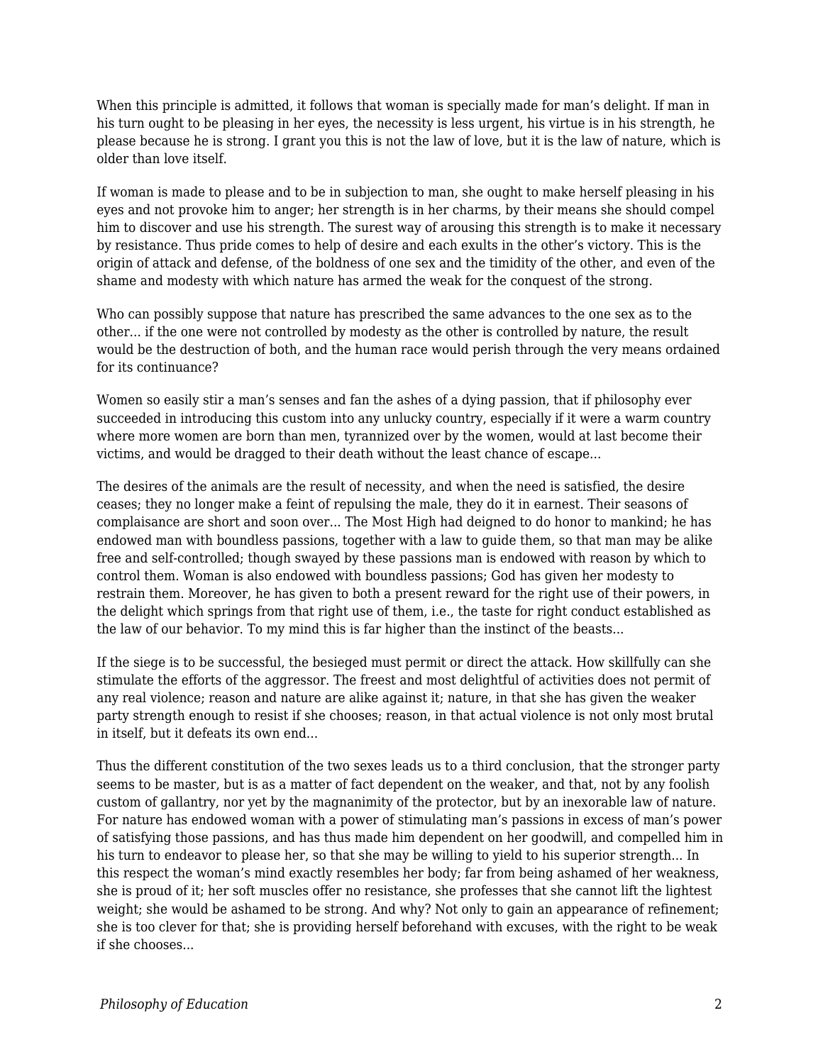When this principle is admitted, it follows that woman is specially made for man's delight. If man in his turn ought to be pleasing in her eyes, the necessity is less urgent, his virtue is in his strength, he please because he is strong. I grant you this is not the law of love, but it is the law of nature, which is older than love itself.

If woman is made to please and to be in subjection to man, she ought to make herself pleasing in his eyes and not provoke him to anger; her strength is in her charms, by their means she should compel him to discover and use his strength. The surest way of arousing this strength is to make it necessary by resistance. Thus pride comes to help of desire and each exults in the other's victory. This is the origin of attack and defense, of the boldness of one sex and the timidity of the other, and even of the shame and modesty with which nature has armed the weak for the conquest of the strong.

Who can possibly suppose that nature has prescribed the same advances to the one sex as to the other… if the one were not controlled by modesty as the other is controlled by nature, the result would be the destruction of both, and the human race would perish through the very means ordained for its continuance?

Women so easily stir a man's senses and fan the ashes of a dying passion, that if philosophy ever succeeded in introducing this custom into any unlucky country, especially if it were a warm country where more women are born than men, tyrannized over by the women, would at last become their victims, and would be dragged to their death without the least chance of escape…

The desires of the animals are the result of necessity, and when the need is satisfied, the desire ceases; they no longer make a feint of repulsing the male, they do it in earnest. Their seasons of complaisance are short and soon over… The Most High had deigned to do honor to mankind; he has endowed man with boundless passions, together with a law to guide them, so that man may be alike free and self-controlled; though swayed by these passions man is endowed with reason by which to control them. Woman is also endowed with boundless passions; God has given her modesty to restrain them. Moreover, he has given to both a present reward for the right use of their powers, in the delight which springs from that right use of them, i.e., the taste for right conduct established as the law of our behavior. To my mind this is far higher than the instinct of the beasts…

If the siege is to be successful, the besieged must permit or direct the attack. How skillfully can she stimulate the efforts of the aggressor. The freest and most delightful of activities does not permit of any real violence; reason and nature are alike against it; nature, in that she has given the weaker party strength enough to resist if she chooses; reason, in that actual violence is not only most brutal in itself, but it defeats its own end…

Thus the different constitution of the two sexes leads us to a third conclusion, that the stronger party seems to be master, but is as a matter of fact dependent on the weaker, and that, not by any foolish custom of gallantry, nor yet by the magnanimity of the protector, but by an inexorable law of nature. For nature has endowed woman with a power of stimulating man's passions in excess of man's power of satisfying those passions, and has thus made him dependent on her goodwill, and compelled him in his turn to endeavor to please her, so that she may be willing to yield to his superior strength… In this respect the woman's mind exactly resembles her body; far from being ashamed of her weakness, she is proud of it; her soft muscles offer no resistance, she professes that she cannot lift the lightest weight; she would be ashamed to be strong. And why? Not only to gain an appearance of refinement; she is too clever for that; she is providing herself beforehand with excuses, with the right to be weak if she chooses…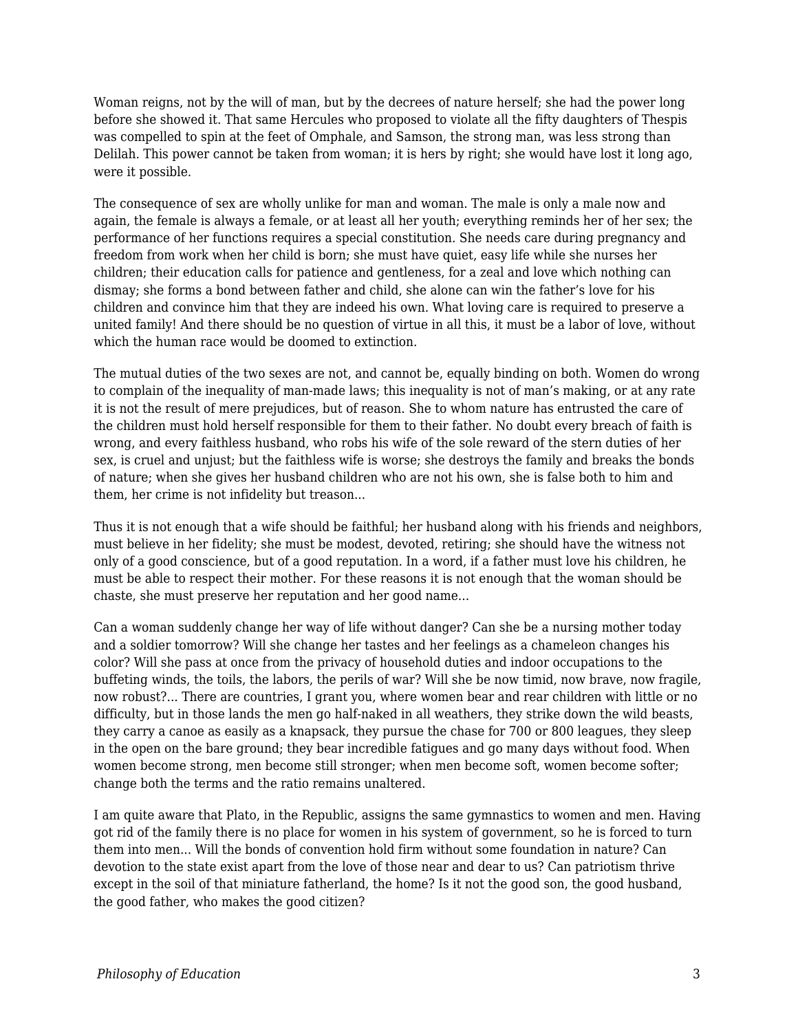Woman reigns, not by the will of man, but by the decrees of nature herself; she had the power long before she showed it. That same Hercules who proposed to violate all the fifty daughters of Thespis was compelled to spin at the feet of Omphale, and Samson, the strong man, was less strong than Delilah. This power cannot be taken from woman; it is hers by right; she would have lost it long ago, were it possible.

The consequence of sex are wholly unlike for man and woman. The male is only a male now and again, the female is always a female, or at least all her youth; everything reminds her of her sex; the performance of her functions requires a special constitution. She needs care during pregnancy and freedom from work when her child is born; she must have quiet, easy life while she nurses her children; their education calls for patience and gentleness, for a zeal and love which nothing can dismay; she forms a bond between father and child, she alone can win the father's love for his children and convince him that they are indeed his own. What loving care is required to preserve a united family! And there should be no question of virtue in all this, it must be a labor of love, without which the human race would be doomed to extinction.

The mutual duties of the two sexes are not, and cannot be, equally binding on both. Women do wrong to complain of the inequality of man-made laws; this inequality is not of man's making, or at any rate it is not the result of mere prejudices, but of reason. She to whom nature has entrusted the care of the children must hold herself responsible for them to their father. No doubt every breach of faith is wrong, and every faithless husband, who robs his wife of the sole reward of the stern duties of her sex, is cruel and unjust; but the faithless wife is worse; she destroys the family and breaks the bonds of nature; when she gives her husband children who are not his own, she is false both to him and them, her crime is not infidelity but treason...

Thus it is not enough that a wife should be faithful; her husband along with his friends and neighbors, must believe in her fidelity; she must be modest, devoted, retiring; she should have the witness not only of a good conscience, but of a good reputation. In a word, if a father must love his children, he must be able to respect their mother. For these reasons it is not enough that the woman should be chaste, she must preserve her reputation and her good name...

Can a woman suddenly change her way of life without danger? Can she be a nursing mother today and a soldier tomorrow? Will she change her tastes and her feelings as a chameleon changes his color? Will she pass at once from the privacy of household duties and indoor occupations to the buffeting winds, the toils, the labors, the perils of war? Will she be now timid, now brave, now fragile, now robust?... There are countries, I grant you, where women bear and rear children with little or no difficulty, but in those lands the men go half-naked in all weathers, they strike down the wild beasts, they carry a canoe as easily as a knapsack, they pursue the chase for 700 or 800 leagues, they sleep in the open on the bare ground; they bear incredible fatigues and go many days without food. When women become strong, men become still stronger; when men become soft, women become softer; change both the terms and the ratio remains unaltered.

I am quite aware that Plato, in the Republic, assigns the same gymnastics to women and men. Having got rid of the family there is no place for women in his system of government, so he is forced to turn them into men... Will the bonds of convention hold firm without some foundation in nature? Can devotion to the state exist apart from the love of those near and dear to us? Can patriotism thrive except in the soil of that miniature fatherland, the home? Is it not the good son, the good husband, the good father, who makes the good citizen?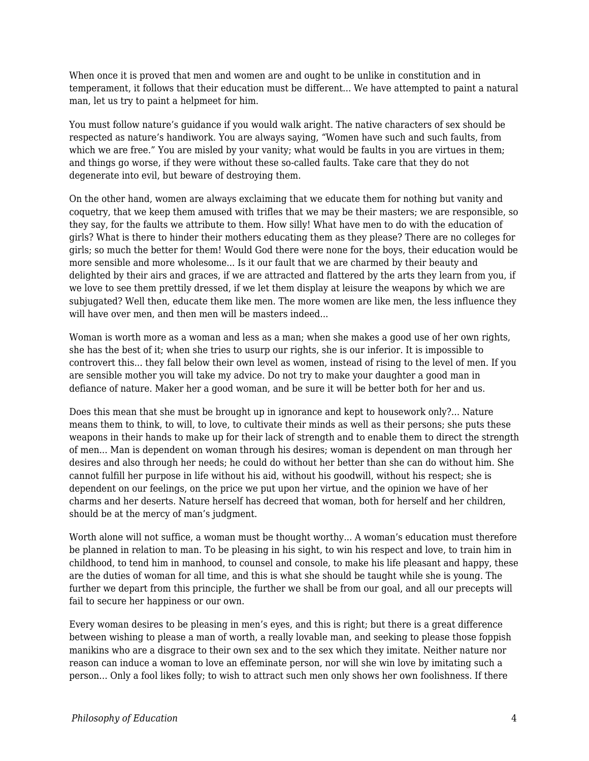When once it is proved that men and women are and ought to be unlike in constitution and in temperament, it follows that their education must be different… We have attempted to paint a natural man, let us try to paint a helpmeet for him.

You must follow nature's guidance if you would walk aright. The native characters of sex should be respected as nature's handiwork. You are always saying, "Women have such and such faults, from which we are free." You are misled by your vanity; what would be faults in you are virtues in them; and things go worse, if they were without these so-called faults. Take care that they do not degenerate into evil, but beware of destroying them.

On the other hand, women are always exclaiming that we educate them for nothing but vanity and coquetry, that we keep them amused with trifles that we may be their masters; we are responsible, so they say, for the faults we attribute to them. How silly! What have men to do with the education of girls? What is there to hinder their mothers educating them as they please? There are no colleges for girls; so much the better for them! Would God there were none for the boys, their education would be more sensible and more wholesome… Is it our fault that we are charmed by their beauty and delighted by their airs and graces, if we are attracted and flattered by the arts they learn from you, if we love to see them prettily dressed, if we let them display at leisure the weapons by which we are subjugated? Well then, educate them like men. The more women are like men, the less influence they will have over men, and then men will be masters indeed…

Woman is worth more as a woman and less as a man; when she makes a good use of her own rights, she has the best of it; when she tries to usurp our rights, she is our inferior. It is impossible to controvert this… they fall below their own level as women, instead of rising to the level of men. If you are sensible mother you will take my advice. Do not try to make your daughter a good man in defiance of nature. Maker her a good woman, and be sure it will be better both for her and us.

Does this mean that she must be brought up in ignorance and kept to housework only?… Nature means them to think, to will, to love, to cultivate their minds as well as their persons; she puts these weapons in their hands to make up for their lack of strength and to enable them to direct the strength of men… Man is dependent on woman through his desires; woman is dependent on man through her desires and also through her needs; he could do without her better than she can do without him. She cannot fulfill her purpose in life without his aid, without his goodwill, without his respect; she is dependent on our feelings, on the price we put upon her virtue, and the opinion we have of her charms and her deserts. Nature herself has decreed that woman, both for herself and her children, should be at the mercy of man's judgment.

Worth alone will not suffice, a woman must be thought worthy… A woman's education must therefore be planned in relation to man. To be pleasing in his sight, to win his respect and love, to train him in childhood, to tend him in manhood, to counsel and console, to make his life pleasant and happy, these are the duties of woman for all time, and this is what she should be taught while she is young. The further we depart from this principle, the further we shall be from our goal, and all our precepts will fail to secure her happiness or our own.

Every woman desires to be pleasing in men's eyes, and this is right; but there is a great difference between wishing to please a man of worth, a really lovable man, and seeking to please those foppish manikins who are a disgrace to their own sex and to the sex which they imitate. Neither nature nor reason can induce a woman to love an effeminate person, nor will she win love by imitating such a person… Only a fool likes folly; to wish to attract such men only shows her own foolishness. If there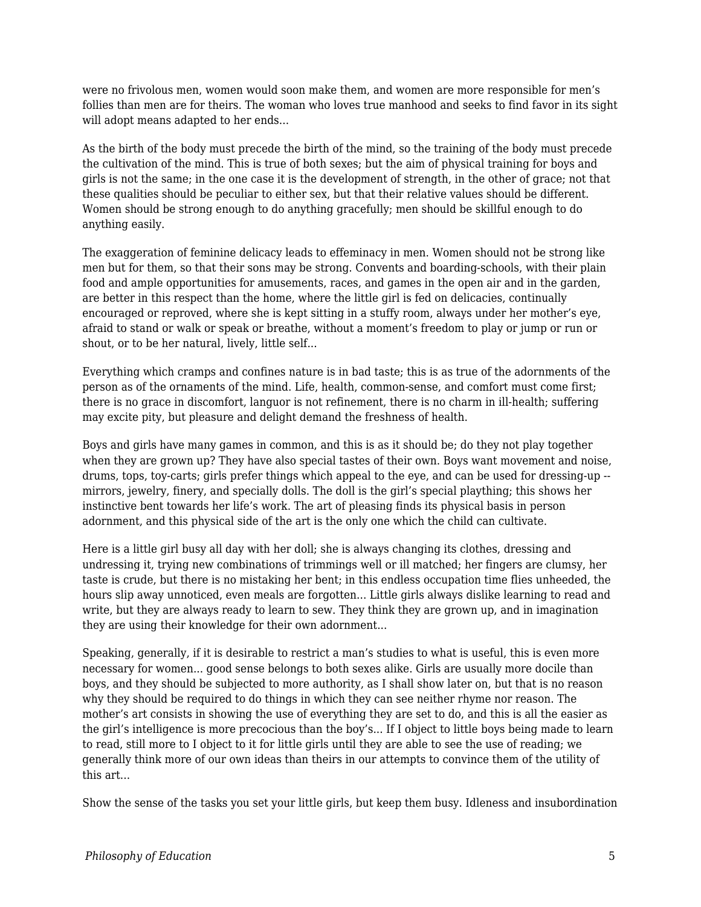were no frivolous men, women would soon make them, and women are more responsible for men's follies than men are for theirs. The woman who loves true manhood and seeks to find favor in its sight will adopt means adapted to her ends...

As the birth of the body must precede the birth of the mind, so the training of the body must precede the cultivation of the mind. This is true of both sexes; but the aim of physical training for boys and girls is not the same; in the one case it is the development of strength, in the other of grace; not that these qualities should be peculiar to either sex, but that their relative values should be different. Women should be strong enough to do anything gracefully; men should be skillful enough to do anything easily.

The exaggeration of feminine delicacy leads to effeminacy in men. Women should not be strong like men but for them, so that their sons may be strong. Convents and boarding-schools, with their plain food and ample opportunities for amusements, races, and games in the open air and in the garden, are better in this respect than the home, where the little girl is fed on delicacies, continually encouraged or reproved, where she is kept sitting in a stuffy room, always under her mother's eye, afraid to stand or walk or speak or breathe, without a moment's freedom to play or jump or run or shout, or to be her natural, lively, little self...

Everything which cramps and confines nature is in bad taste; this is as true of the adornments of the person as of the ornaments of the mind. Life, health, common-sense, and comfort must come first; there is no grace in discomfort, languor is not refinement, there is no charm in ill-health; suffering may excite pity, but pleasure and delight demand the freshness of health.

Boys and girls have many games in common, and this is as it should be; do they not play together when they are grown up? They have also special tastes of their own. Boys want movement and noise, drums, tops, toy-carts; girls prefer things which appeal to the eye, and can be used for dressing-up -- mirrors, jewelry, finery, and specially dolls. The doll is the girl's special plaything; this shows her instinctive bent towards her life's work. The art of pleasing finds its physical basis in person adornment, and this physical side of the art is the only one which the child can cultivate.

Here is a little girl busy all day with her doll; she is always changing its clothes, dressing and undressing it, trying new combinations of trimmings well or ill matched; her fingers are clumsy, her taste is crude, but there is no mistaking her bent; in this endless occupation time flies unheeded, the hours slip away unnoticed, even meals are forgotten... Little girls always dislike learning to read and write, but they are always ready to learn to sew. They think they are grown up, and in imagination they are using their knowledge for their own adornment...

Speaking, generally, if it is desirable to restrict a man's studies to what is useful, this is even more necessary for women... good sense belongs to both sexes alike. Girls are usually more docile than boys, and they should be subjected to more authority, as I shall show later on, but that is no reason why they should be required to do things in which they can see neither rhyme nor reason. The mother's art consists in showing the use of everything they are set to do, and this is all the easier as the girl's intelligence is more precocious than the boy's... If I object to little boys being made to learn to read, still more to I object to it for little girls until they are able to see the use of reading; we generally think more of our own ideas than theirs in our attempts to convince them of the utility of this art...

Show the sense of the tasks you set your little girls, but keep them busy. Idleness and insubordination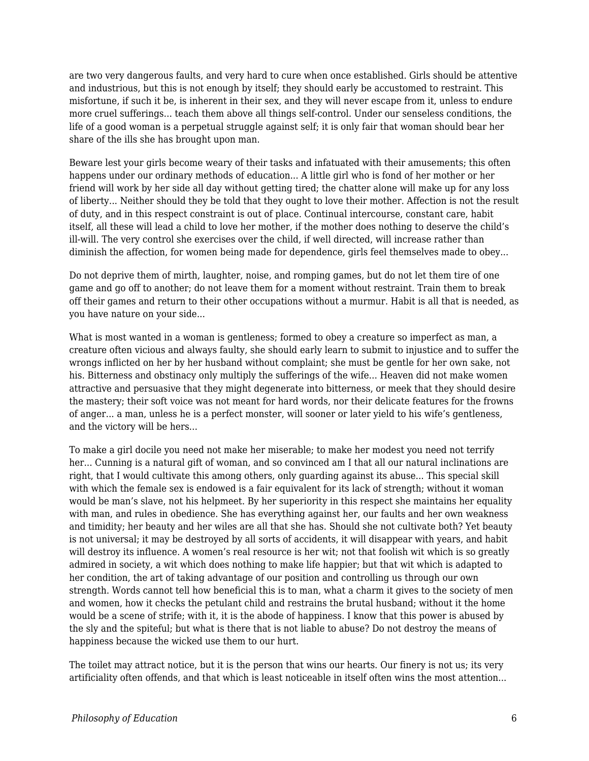are two very dangerous faults, and very hard to cure when once established. Girls should be attentive and industrious, but this is not enough by itself; they should early be accustomed to restraint. This misfortune, if such it be, is inherent in their sex, and they will never escape from it, unless to endure more cruel sufferings… teach them above all things self-control. Under our senseless conditions, the life of a good woman is a perpetual struggle against self; it is only fair that woman should bear her share of the ills she has brought upon man.

Beware lest your girls become weary of their tasks and infatuated with their amusements; this often happens under our ordinary methods of education… A little girl who is fond of her mother or her friend will work by her side all day without getting tired; the chatter alone will make up for any loss of liberty… Neither should they be told that they ought to love their mother. Affection is not the result of duty, and in this respect constraint is out of place. Continual intercourse, constant care, habit itself, all these will lead a child to love her mother, if the mother does nothing to deserve the child's ill-will. The very control she exercises over the child, if well directed, will increase rather than diminish the affection, for women being made for dependence, girls feel themselves made to obey…

Do not deprive them of mirth, laughter, noise, and romping games, but do not let them tire of one game and go off to another; do not leave them for a moment without restraint. Train them to break off their games and return to their other occupations without a murmur. Habit is all that is needed, as you have nature on your side…

What is most wanted in a woman is gentleness; formed to obey a creature so imperfect as man, a creature often vicious and always faulty, she should early learn to submit to injustice and to suffer the wrongs inflicted on her by her husband without complaint; she must be gentle for her own sake, not his. Bitterness and obstinacy only multiply the sufferings of the wife… Heaven did not make women attractive and persuasive that they might degenerate into bitterness, or meek that they should desire the mastery; their soft voice was not meant for hard words, nor their delicate features for the frowns of anger… a man, unless he is a perfect monster, will sooner or later yield to his wife's gentleness, and the victory will be hers…

To make a girl docile you need not make her miserable; to make her modest you need not terrify her… Cunning is a natural gift of woman, and so convinced am I that all our natural inclinations are right, that I would cultivate this among others, only guarding against its abuse… This special skill with which the female sex is endowed is a fair equivalent for its lack of strength; without it woman would be man's slave, not his helpmeet. By her superiority in this respect she maintains her equality with man, and rules in obedience. She has everything against her, our faults and her own weakness and timidity; her beauty and her wiles are all that she has. Should she not cultivate both? Yet beauty is not universal; it may be destroyed by all sorts of accidents, it will disappear with years, and habit will destroy its influence. A women's real resource is her wit; not that foolish wit which is so greatly admired in society, a wit which does nothing to make life happier; but that wit which is adapted to her condition, the art of taking advantage of our position and controlling us through our own strength. Words cannot tell how beneficial this is to man, what a charm it gives to the society of men and women, how it checks the petulant child and restrains the brutal husband; without it the home would be a scene of strife; with it, it is the abode of happiness. I know that this power is abused by the sly and the spiteful; but what is there that is not liable to abuse? Do not destroy the means of happiness because the wicked use them to our hurt.

The toilet may attract notice, but it is the person that wins our hearts. Our finery is not us; its very artificiality often offends, and that which is least noticeable in itself often wins the most attention…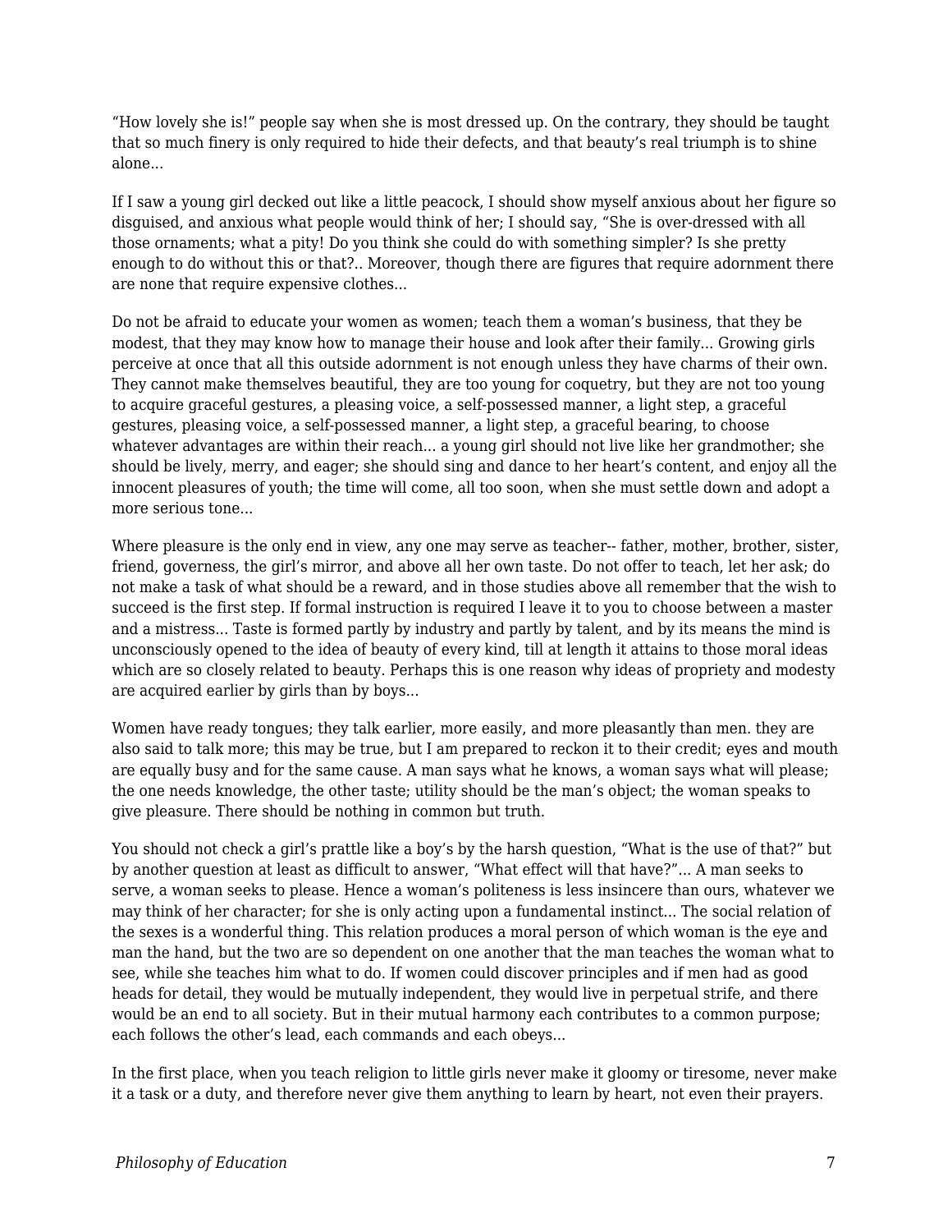“How lovely she is!” people say when she is most dressed up. On the contrary, they should be taught that so much finery is only required to hide their defects, and that beauty’s real triumph is to shine alone...

If I saw a young girl decked out like a little peacock, I should show myself anxious about her figure so disguised, and anxious what people would think of her; I should say, “She is over-dressed with all those ornaments; what a pity! Do you think she could do with something simpler? Is she pretty enough to do without this or that?.. Moreover, though there are figures that require adornment there are none that require expensive clothes...

Do not be afraid to educate your women as women; teach them a woman’s business, that they be modest, that they may know how to manage their house and look after their family... Growing girls perceive at once that all this outside adornment is not enough unless they have charms of their own. They cannot make themselves beautiful, they are too young for coquetry, but they are not too young to acquire graceful gestures, a pleasing voice, a self-possessed manner, a light step, a graceful gestures, pleasing voice, a self-possessed manner, a light step, a graceful bearing, to choose whatever advantages are within their reach... a young girl should not live like her grandmother; she should be lively, merry, and eager; she should sing and dance to her heart’s content, and enjoy all the innocent pleasures of youth; the time will come, all too soon, when she must settle down and adopt a more serious tone...

Where pleasure is the only end in view, any one may serve as teacher-- father, mother, brother, sister, friend, governess, the girl’s mirror, and above all her own taste. Do not offer to teach, let her ask; do not make a task of what should be a reward, and in those studies above all remember that the wish to succeed is the first step. If formal instruction is required I leave it to you to choose between a master and a mistress... Taste is formed partly by industry and partly by talent, and by its means the mind is unconsciously opened to the idea of beauty of every kind, till at length it attains to those moral ideas which are so closely related to beauty. Perhaps this is one reason why ideas of propriety and modesty are acquired earlier by girls than by boys...

Women have ready tongues; they talk earlier, more easily, and more pleasantly than men. they are also said to talk more; this may be true, but I am prepared to reckon it to their credit; eyes and mouth are equally busy and for the same cause. A man says what he knows, a woman says what will please; the one needs knowledge, the other taste; utility should be the man’s object; the woman speaks to give pleasure. There should be nothing in common but truth.

You should not check a girl’s prattle like a boy’s by the harsh question, “What is the use of that?” but by another question at least as difficult to answer, “What effect will that have?”... A man seeks to serve, a woman seeks to please. Hence a woman’s politeness is less insincere than ours, whatever we may think of her character; for she is only acting upon a fundamental instinct... The social relation of the sexes is a wonderful thing. This relation produces a moral person of which woman is the eye and man the hand, but the two are so dependent on one another that the man teaches the woman what to see, while she teaches him what to do. If women could discover principles and if men had as good heads for detail, they would be mutually independent, they would live in perpetual strife, and there would be an end to all society. But in their mutual harmony each contributes to a common purpose; each follows the other’s lead, each commands and each obeys...

In the first place, when you teach religion to little girls never make it gloomy or tiresome, never make it a task or a duty, and therefore never give them anything to learn by heart, not even their prayers.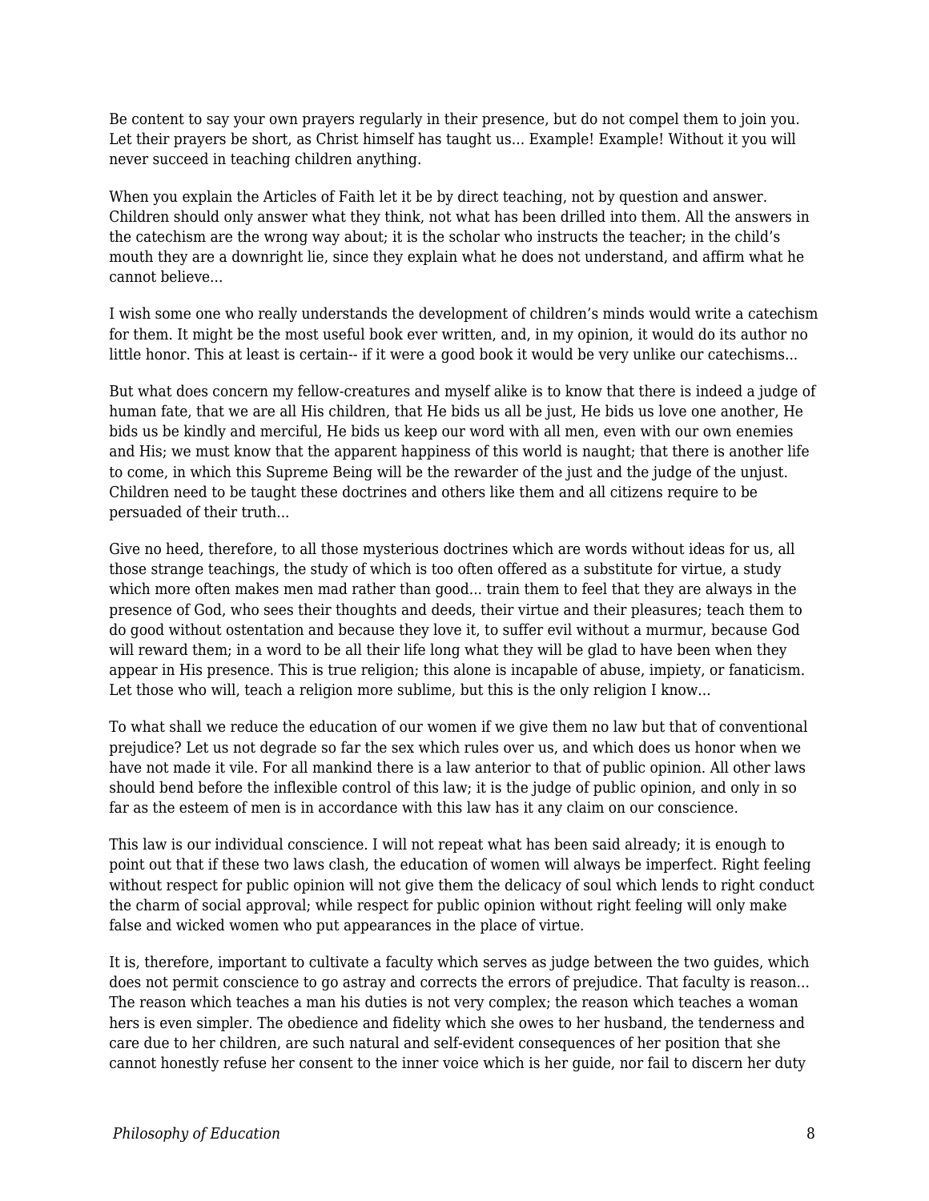Be content to say your own prayers regularly in their presence, but do not compel them to join you. Let their prayers be short, as Christ himself has taught us… Example! Example! Without it you will never succeed in teaching children anything.

When you explain the Articles of Faith let it be by direct teaching, not by question and answer. Children should only answer what they think, not what has been drilled into them. All the answers in the catechism are the wrong way about; it is the scholar who instructs the teacher; in the child's mouth they are a downright lie, since they explain what he does not understand, and affirm what he cannot believe…

I wish some one who really understands the development of children's minds would write a catechism for them. It might be the most useful book ever written, and, in my opinion, it would do its author no little honor. This at least is certain-- if it were a good book it would be very unlike our catechisms…

But what does concern my fellow-creatures and myself alike is to know that there is indeed a judge of human fate, that we are all His children, that He bids us all be just, He bids us love one another, He bids us be kindly and merciful, He bids us keep our word with all men, even with our own enemies and His; we must know that the apparent happiness of this world is naught; that there is another life to come, in which this Supreme Being will be the rewarder of the just and the judge of the unjust. Children need to be taught these doctrines and others like them and all citizens require to be persuaded of their truth…

Give no heed, therefore, to all those mysterious doctrines which are words without ideas for us, all those strange teachings, the study of which is too often offered as a substitute for virtue, a study which more often makes men mad rather than good… train them to feel that they are always in the presence of God, who sees their thoughts and deeds, their virtue and their pleasures; teach them to do good without ostentation and because they love it, to suffer evil without a murmur, because God will reward them; in a word to be all their life long what they will be glad to have been when they appear in His presence. This is true religion; this alone is incapable of abuse, impiety, or fanaticism. Let those who will, teach a religion more sublime, but this is the only religion I know…

To what shall we reduce the education of our women if we give them no law but that of conventional prejudice? Let us not degrade so far the sex which rules over us, and which does us honor when we have not made it vile. For all mankind there is a law anterior to that of public opinion. All other laws should bend before the inflexible control of this law; it is the judge of public opinion, and only in so far as the esteem of men is in accordance with this law has it any claim on our conscience.

This law is our individual conscience. I will not repeat what has been said already; it is enough to point out that if these two laws clash, the education of women will always be imperfect. Right feeling without respect for public opinion will not give them the delicacy of soul which lends to right conduct the charm of social approval; while respect for public opinion without right feeling will only make false and wicked women who put appearances in the place of virtue.

It is, therefore, important to cultivate a faculty which serves as judge between the two guides, which does not permit conscience to go astray and corrects the errors of prejudice. That faculty is reason… The reason which teaches a man his duties is not very complex; the reason which teaches a woman hers is even simpler. The obedience and fidelity which she owes to her husband, the tenderness and care due to her children, are such natural and self-evident consequences of her position that she cannot honestly refuse her consent to the inner voice which is her guide, nor fail to discern her duty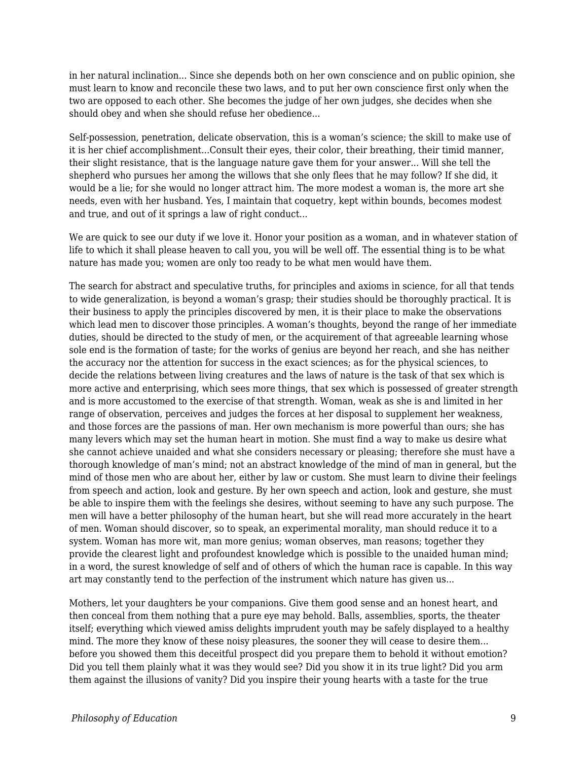in her natural inclination... Since she depends both on her own conscience and on public opinion, she must learn to know and reconcile these two laws, and to put her own conscience first only when the two are opposed to each other. She becomes the judge of her own judges, she decides when she should obey and when she should refuse her obedience...

Self-possession, penetration, delicate observation, this is a woman's science; the skill to make use of it is her chief accomplishment...Consult their eyes, their color, their breathing, their timid manner, their slight resistance, that is the language nature gave them for your answer... Will she tell the shepherd who pursues her among the willows that she only flees that he may follow? If she did, it would be a lie; for she would no longer attract him. The more modest a woman is, the more art she needs, even with her husband. Yes, I maintain that coquetry, kept within bounds, becomes modest and true, and out of it springs a law of right conduct...

We are quick to see our duty if we love it. Honor your position as a woman, and in whatever station of life to which it shall please heaven to call you, you will be well off. The essential thing is to be what nature has made you; women are only too ready to be what men would have them.

The search for abstract and speculative truths, for principles and axioms in science, for all that tends to wide generalization, is beyond a woman's grasp; their studies should be thoroughly practical. It is their business to apply the principles discovered by men, it is their place to make the observations which lead men to discover those principles. A woman's thoughts, beyond the range of her immediate duties, should be directed to the study of men, or the acquirement of that agreeable learning whose sole end is the formation of taste; for the works of genius are beyond her reach, and she has neither the accuracy nor the attention for success in the exact sciences; as for the physical sciences, to decide the relations between living creatures and the laws of nature is the task of that sex which is more active and enterprising, which sees more things, that sex which is possessed of greater strength and is more accustomed to the exercise of that strength. Woman, weak as she is and limited in her range of observation, perceives and judges the forces at her disposal to supplement her weakness, and those forces are the passions of man. Her own mechanism is more powerful than ours; she has many levers which may set the human heart in motion. She must find a way to make us desire what she cannot achieve unaided and what she considers necessary or pleasing; therefore she must have a thorough knowledge of man's mind; not an abstract knowledge of the mind of man in general, but the mind of those men who are about her, either by law or custom. She must learn to divine their feelings from speech and action, look and gesture. By her own speech and action, look and gesture, she must be able to inspire them with the feelings she desires, without seeming to have any such purpose. The men will have a better philosophy of the human heart, but she will read more accurately in the heart of men. Woman should discover, so to speak, an experimental morality, man should reduce it to a system. Woman has more wit, man more genius; woman observes, man reasons; together they provide the clearest light and profoundest knowledge which is possible to the unaided human mind; in a word, the surest knowledge of self and of others of which the human race is capable. In this way art may constantly tend to the perfection of the instrument which nature has given us...

Mothers, let your daughters be your companions. Give them good sense and an honest heart, and then conceal from them nothing that a pure eye may behold. Balls, assemblies, sports, the theater itself; everything which viewed amiss delights imprudent youth may be safely displayed to a healthy mind. The more they know of these noisy pleasures, the sooner they will cease to desire them... before you showed them this deceitful prospect did you prepare them to behold it without emotion? Did you tell them plainly what it was they would see? Did you show it in its true light? Did you arm them against the illusions of vanity? Did you inspire their young hearts with a taste for the true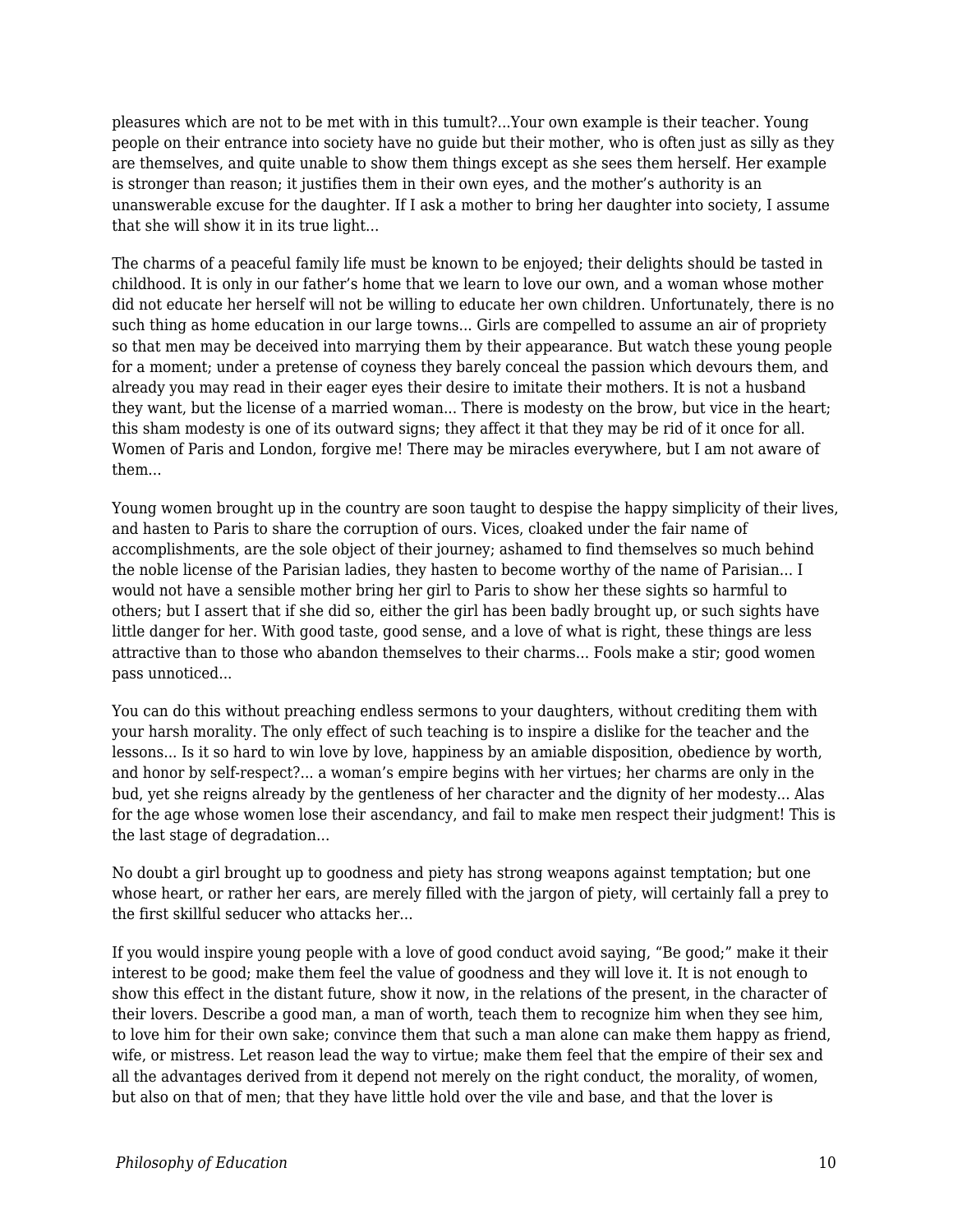pleasures which are not to be met with in this tumult?...Your own example is their teacher. Young people on their entrance into society have no guide but their mother, who is often just as silly as they are themselves, and quite unable to show them things except as she sees them herself. Her example is stronger than reason; it justifies them in their own eyes, and the mother's authority is an unanswerable excuse for the daughter. If I ask a mother to bring her daughter into society, I assume that she will show it in its true light...

The charms of a peaceful family life must be known to be enjoyed; their delights should be tasted in childhood. It is only in our father's home that we learn to love our own, and a woman whose mother did not educate her herself will not be willing to educate her own children. Unfortunately, there is no such thing as home education in our large towns... Girls are compelled to assume an air of propriety so that men may be deceived into marrying them by their appearance. But watch these young people for a moment; under a pretense of coyness they barely conceal the passion which devours them, and already you may read in their eager eyes their desire to imitate their mothers. It is not a husband they want, but the license of a married woman... There is modesty on the brow, but vice in the heart; this sham modesty is one of its outward signs; they affect it that they may be rid of it once for all. Women of Paris and London, forgive me! There may be miracles everywhere, but I am not aware of them...

Young women brought up in the country are soon taught to despise the happy simplicity of their lives, and hasten to Paris to share the corruption of ours. Vices, cloaked under the fair name of accomplishments, are the sole object of their journey; ashamed to find themselves so much behind the noble license of the Parisian ladies, they hasten to become worthy of the name of Parisian... I would not have a sensible mother bring her girl to Paris to show her these sights so harmful to others; but I assert that if she did so, either the girl has been badly brought up, or such sights have little danger for her. With good taste, good sense, and a love of what is right, these things are less attractive than to those who abandon themselves to their charms... Fools make a stir; good women pass unnoticed...

You can do this without preaching endless sermons to your daughters, without crediting them with your harsh morality. The only effect of such teaching is to inspire a dislike for the teacher and the lessons... Is it so hard to win love by love, happiness by an amiable disposition, obedience by worth, and honor by self-respect?... a woman's empire begins with her virtues; her charms are only in the bud, yet she reigns already by the gentleness of her character and the dignity of her modesty... Alas for the age whose women lose their ascendancy, and fail to make men respect their judgment! This is the last stage of degradation...

No doubt a girl brought up to goodness and piety has strong weapons against temptation; but one whose heart, or rather her ears, are merely filled with the jargon of piety, will certainly fall a prey to the first skillful seducer who attacks her...

If you would inspire young people with a love of good conduct avoid saying, "Be good;" make it their interest to be good; make them feel the value of goodness and they will love it. It is not enough to show this effect in the distant future, show it now, in the relations of the present, in the character of their lovers. Describe a good man, a man of worth, teach them to recognize him when they see him, to love him for their own sake; convince them that such a man alone can make them happy as friend, wife, or mistress. Let reason lead the way to virtue; make them feel that the empire of their sex and all the advantages derived from it depend not merely on the right conduct, the morality, of women, but also on that of men; that they have little hold over the vile and base, and that the lover is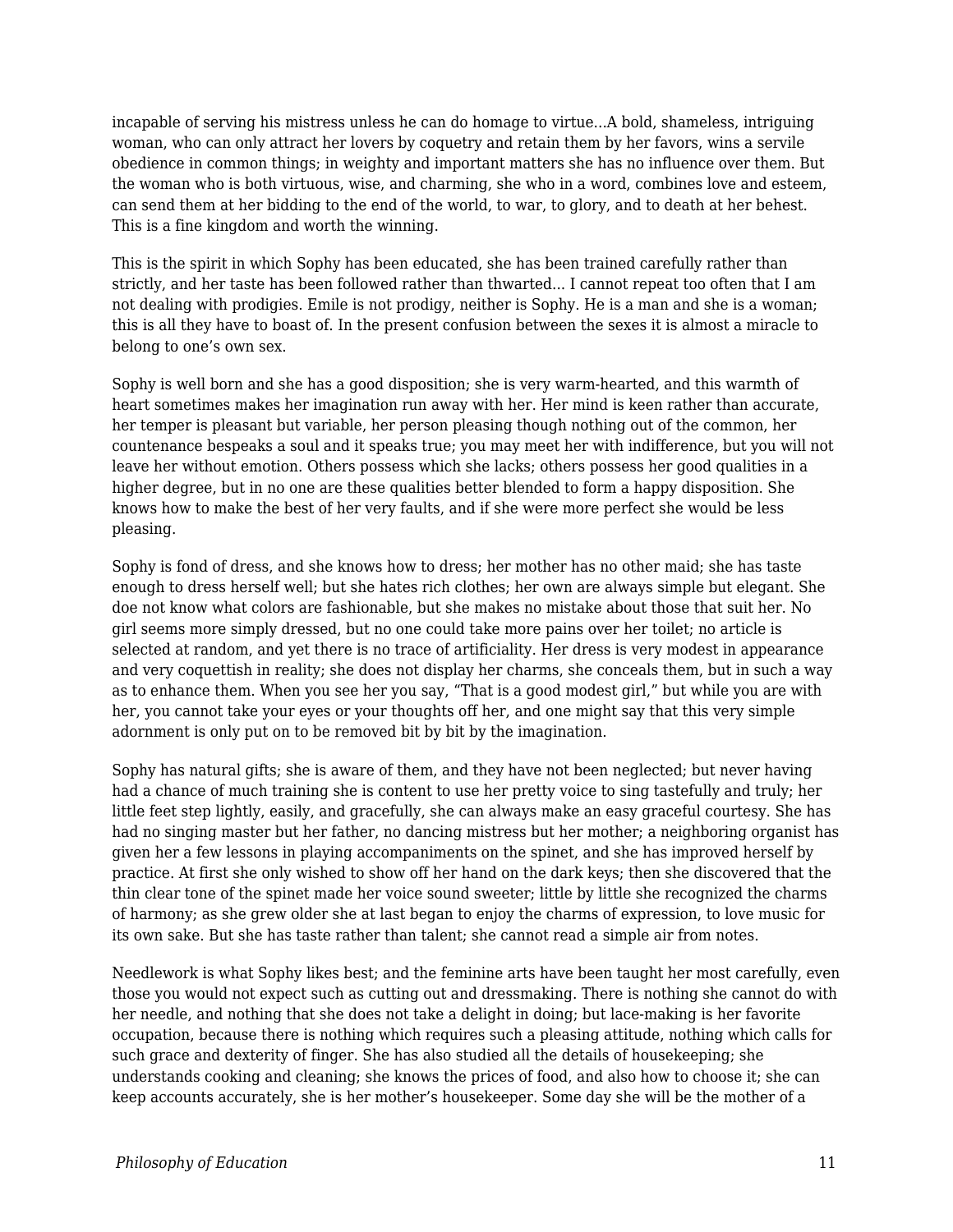incapable of serving his mistress unless he can do homage to virtue...A bold, shameless, intriguing woman, who can only attract her lovers by coquetry and retain them by her favors, wins a servile obedience in common things; in weighty and important matters she has no influence over them. But the woman who is both virtuous, wise, and charming, she who in a word, combines love and esteem, can send them at her bidding to the end of the world, to war, to glory, and to death at her behest. This is a fine kingdom and worth the winning.

This is the spirit in which Sophy has been educated, she has been trained carefully rather than strictly, and her taste has been followed rather than thwarted... I cannot repeat too often that I am not dealing with prodigies. Emile is not prodigy, neither is Sophy. He is a man and she is a woman; this is all they have to boast of. In the present confusion between the sexes it is almost a miracle to belong to one's own sex.

Sophy is well born and she has a good disposition; she is very warm-hearted, and this warmth of heart sometimes makes her imagination run away with her. Her mind is keen rather than accurate, her temper is pleasant but variable, her person pleasing though nothing out of the common, her countenance bespeaks a soul and it speaks true; you may meet her with indifference, but you will not leave her without emotion. Others possess which she lacks; others possess her good qualities in a higher degree, but in no one are these qualities better blended to form a happy disposition. She knows how to make the best of her very faults, and if she were more perfect she would be less pleasing.

Sophy is fond of dress, and she knows how to dress; her mother has no other maid; she has taste enough to dress herself well; but she hates rich clothes; her own are always simple but elegant. She doe not know what colors are fashionable, but she makes no mistake about those that suit her. No girl seems more simply dressed, but no one could take more pains over her toilet; no article is selected at random, and yet there is no trace of artificiality. Her dress is very modest in appearance and very coquettish in reality; she does not display her charms, she conceals them, but in such a way as to enhance them. When you see her you say, "That is a good modest girl," but while you are with her, you cannot take your eyes or your thoughts off her, and one might say that this very simple adornment is only put on to be removed bit by bit by the imagination.

Sophy has natural gifts; she is aware of them, and they have not been neglected; but never having had a chance of much training she is content to use her pretty voice to sing tastefully and truly; her little feet step lightly, easily, and gracefully, she can always make an easy graceful courtesy. She has had no singing master but her father, no dancing mistress but her mother; a neighboring organist has given her a few lessons in playing accompaniments on the spinet, and she has improved herself by practice. At first she only wished to show off her hand on the dark keys; then she discovered that the thin clear tone of the spinet made her voice sound sweeter; little by little she recognized the charms of harmony; as she grew older she at last began to enjoy the charms of expression, to love music for its own sake. But she has taste rather than talent; she cannot read a simple air from notes.

Needlework is what Sophy likes best; and the feminine arts have been taught her most carefully, even those you would not expect such as cutting out and dressmaking. There is nothing she cannot do with her needle, and nothing that she does not take a delight in doing; but lace-making is her favorite occupation, because there is nothing which requires such a pleasing attitude, nothing which calls for such grace and dexterity of finger. She has also studied all the details of housekeeping; she understands cooking and cleaning; she knows the prices of food, and also how to choose it; she can keep accounts accurately, she is her mother's housekeeper. Some day she will be the mother of a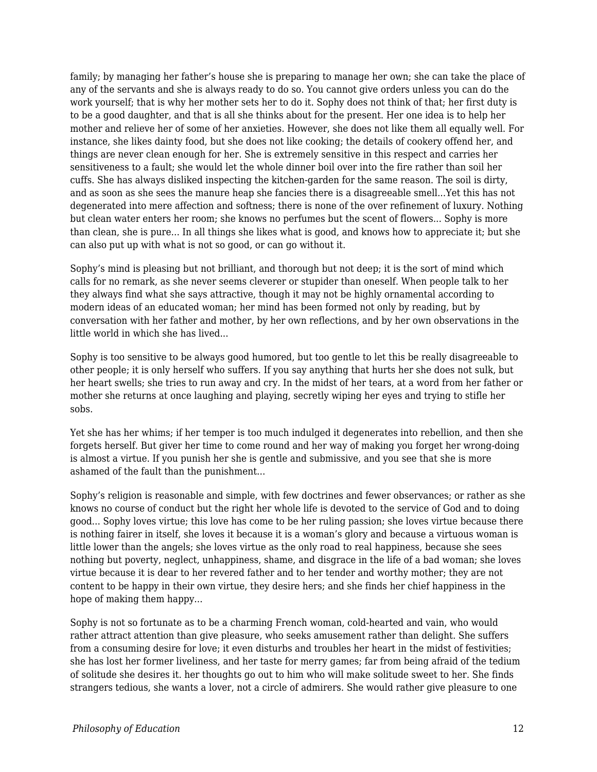family; by managing her father's house she is preparing to manage her own; she can take the place of any of the servants and she is always ready to do so. You cannot give orders unless you can do the work yourself; that is why her mother sets her to do it. Sophy does not think of that; her first duty is to be a good daughter, and that is all she thinks about for the present. Her one idea is to help her mother and relieve her of some of her anxieties. However, she does not like them all equally well. For instance, she likes dainty food, but she does not like cooking; the details of cookery offend her, and things are never clean enough for her. She is extremely sensitive in this respect and carries her sensitiveness to a fault; she would let the whole dinner boil over into the fire rather than soil her cuffs. She has always disliked inspecting the kitchen-garden for the same reason. The soil is dirty, and as soon as she sees the manure heap she fancies there is a disagreeable smell...Yet this has not degenerated into mere affection and softness; there is none of the over refinement of luxury. Nothing but clean water enters her room; she knows no perfumes but the scent of flowers... Sophy is more than clean, she is pure... In all things she likes what is good, and knows how to appreciate it; but she can also put up with what is not so good, or can go without it.

Sophy's mind is pleasing but not brilliant, and thorough but not deep; it is the sort of mind which calls for no remark, as she never seems cleverer or stupider than oneself. When people talk to her they always find what she says attractive, though it may not be highly ornamental according to modern ideas of an educated woman; her mind has been formed not only by reading, but by conversation with her father and mother, by her own reflections, and by her own observations in the little world in which she has lived...

Sophy is too sensitive to be always good humored, but too gentle to let this be really disagreeable to other people; it is only herself who suffers. If you say anything that hurts her she does not sulk, but her heart swells; she tries to run away and cry. In the midst of her tears, at a word from her father or mother she returns at once laughing and playing, secretly wiping her eyes and trying to stifle her sobs.

Yet she has her whims; if her temper is too much indulged it degenerates into rebellion, and then she forgets herself. But giver her time to come round and her way of making you forget her wrong-doing is almost a virtue. If you punish her she is gentle and submissive, and you see that she is more ashamed of the fault than the punishment...

Sophy's religion is reasonable and simple, with few doctrines and fewer observances; or rather as she knows no course of conduct but the right her whole life is devoted to the service of God and to doing good... Sophy loves virtue; this love has come to be her ruling passion; she loves virtue because there is nothing fairer in itself, she loves it because it is a woman's glory and because a virtuous woman is little lower than the angels; she loves virtue as the only road to real happiness, because she sees nothing but poverty, neglect, unhappiness, shame, and disgrace in the life of a bad woman; she loves virtue because it is dear to her revered father and to her tender and worthy mother; they are not content to be happy in their own virtue, they desire hers; and she finds her chief happiness in the hope of making them happy...

Sophy is not so fortunate as to be a charming French woman, cold-hearted and vain, who would rather attract attention than give pleasure, who seeks amusement rather than delight. She suffers from a consuming desire for love; it even disturbs and troubles her heart in the midst of festivities; she has lost her former liveliness, and her taste for merry games; far from being afraid of the tedium of solitude she desires it. her thoughts go out to him who will make solitude sweet to her. She finds strangers tedious, she wants a lover, not a circle of admirers. She would rather give pleasure to one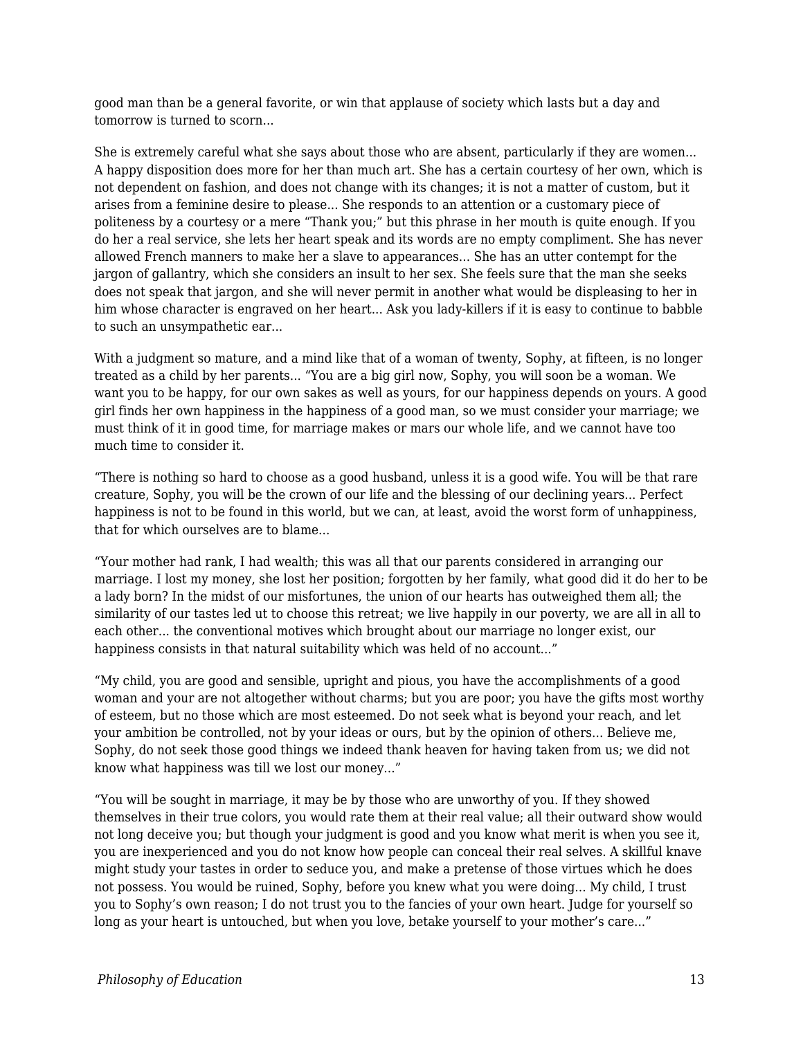good man than be a general favorite, or win that applause of society which lasts but a day and tomorrow is turned to scorn...

She is extremely careful what she says about those who are absent, particularly if they are women... A happy disposition does more for her than much art. She has a certain courtesy of her own, which is not dependent on fashion, and does not change with its changes; it is not a matter of custom, but it arises from a feminine desire to please... She responds to an attention or a customary piece of politeness by a courtesy or a mere "Thank you;" but this phrase in her mouth is quite enough. If you do her a real service, she lets her heart speak and its words are no empty compliment. She has never allowed French manners to make her a slave to appearances... She has an utter contempt for the jargon of gallantry, which she considers an insult to her sex. She feels sure that the man she seeks does not speak that jargon, and she will never permit in another what would be displeasing to her in him whose character is engraved on her heart... Ask you lady-killers if it is easy to continue to babble to such an unsympathetic ear...

With a judgment so mature, and a mind like that of a woman of twenty, Sophy, at fifteen, is no longer treated as a child by her parents... "You are a big girl now, Sophy, you will soon be a woman. We want you to be happy, for our own sakes as well as yours, for our happiness depends on yours. A good girl finds her own happiness in the happiness of a good man, so we must consider your marriage; we must think of it in good time, for marriage makes or mars our whole life, and we cannot have too much time to consider it.

"There is nothing so hard to choose as a good husband, unless it is a good wife. You will be that rare creature, Sophy, you will be the crown of our life and the blessing of our declining years... Perfect happiness is not to be found in this world, but we can, at least, avoid the worst form of unhappiness, that for which ourselves are to blame...

"Your mother had rank, I had wealth; this was all that our parents considered in arranging our marriage. I lost my money, she lost her position; forgotten by her family, what good did it do her to be a lady born? In the midst of our misfortunes, the union of our hearts has outweighed them all; the similarity of our tastes led ut to choose this retreat; we live happily in our poverty, we are all in all to each other... the conventional motives which brought about our marriage no longer exist, our happiness consists in that natural suitability which was held of no account..."

"My child, you are good and sensible, upright and pious, you have the accomplishments of a good woman and your are not altogether without charms; but you are poor; you have the gifts most worthy of esteem, but no those which are most esteemed. Do not seek what is beyond your reach, and let your ambition be controlled, not by your ideas or ours, but by the opinion of others... Believe me, Sophy, do not seek those good things we indeed thank heaven for having taken from us; we did not know what happiness was till we lost our money..."

"You will be sought in marriage, it may be by those who are unworthy of you. If they showed themselves in their true colors, you would rate them at their real value; all their outward show would not long deceive you; but though your judgment is good and you know what merit is when you see it, you are inexperienced and you do not know how people can conceal their real selves. A skillful knave might study your tastes in order to seduce you, and make a pretense of those virtues which he does not possess. You would be ruined, Sophy, before you knew what you were doing... My child, I trust you to Sophy's own reason; I do not trust you to the fancies of your own heart. Judge for yourself so long as your heart is untouched, but when you love, betake yourself to your mother's care..."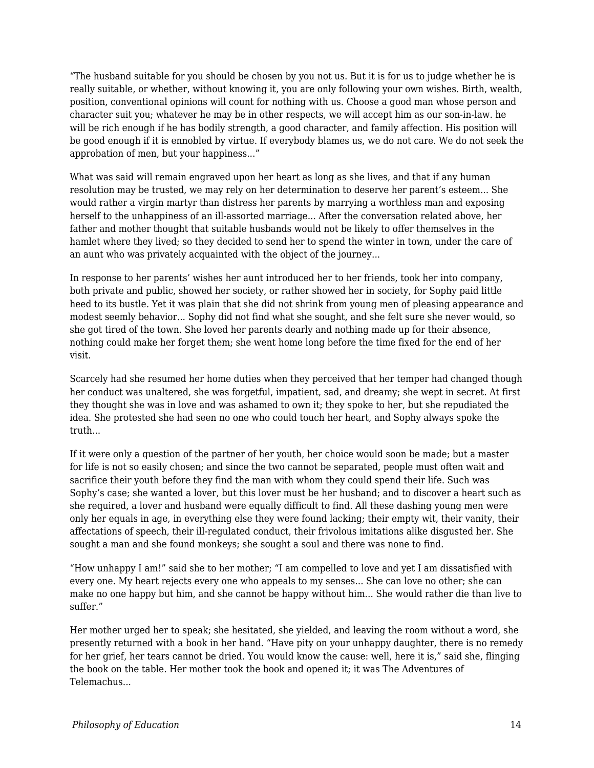“The husband suitable for you should be chosen by you not us. But it is for us to judge whether he is really suitable, or whether, without knowing it, you are only following your own wishes. Birth, wealth, position, conventional opinions will count for nothing with us. Choose a good man whose person and character suit you; whatever he may be in other respects, we will accept him as our son-in-law. he will be rich enough if he has bodily strength, a good character, and family affection. His position will be good enough if it is ennobled by virtue. If everybody blames us, we do not care. We do not seek the approbation of men, but your happiness...”

What was said will remain engraved upon her heart as long as she lives, and that if any human resolution may be trusted, we may rely on her determination to deserve her parent’s esteem... She would rather a virgin martyr than distress her parents by marrying a worthless man and exposing herself to the unhappiness of an ill-assorted marriage... After the conversation related above, her father and mother thought that suitable husbands would not be likely to offer themselves in the hamlet where they lived; so they decided to send her to spend the winter in town, under the care of an aunt who was privately acquainted with the object of the journey...

In response to her parents’ wishes her aunt introduced her to her friends, took her into company, both private and public, showed her society, or rather showed her in society, for Sophy paid little heed to its bustle. Yet it was plain that she did not shrink from young men of pleasing appearance and modest seemly behavior... Sophy did not find what she sought, and she felt sure she never would, so she got tired of the town. She loved her parents dearly and nothing made up for their absence, nothing could make her forget them; she went home long before the time fixed for the end of her visit.

Scarcely had she resumed her home duties when they perceived that her temper had changed though her conduct was unaltered, she was forgetful, impatient, sad, and dreamy; she wept in secret. At first they thought she was in love and was ashamed to own it; they spoke to her, but she repudiated the idea. She protested she had seen no one who could touch her heart, and Sophy always spoke the truth...

If it were only a question of the partner of her youth, her choice would soon be made; but a master for life is not so easily chosen; and since the two cannot be separated, people must often wait and sacrifice their youth before they find the man with whom they could spend their life. Such was Sophy’s case; she wanted a lover, but this lover must be her husband; and to discover a heart such as she required, a lover and husband were equally difficult to find. All these dashing young men were only her equals in age, in everything else they were found lacking; their empty wit, their vanity, their affectations of speech, their ill-regulated conduct, their frivolous imitations alike disgusted her. She sought a man and she found monkeys; she sought a soul and there was none to find.

“How unhappy I am!” said she to her mother; “I am compelled to love and yet I am dissatisfied with every one. My heart rejects every one who appeals to my senses... She can love no other; she can make no one happy but him, and she cannot be happy without him... She would rather die than live to suffer.”

Her mother urged her to speak; she hesitated, she yielded, and leaving the room without a word, she presently returned with a book in her hand. “Have pity on your unhappy daughter, there is no remedy for her grief, her tears cannot be dried. You would know the cause: well, here it is,” said she, flinging the book on the table. Her mother took the book and opened it; it was The Adventures of Telemachus...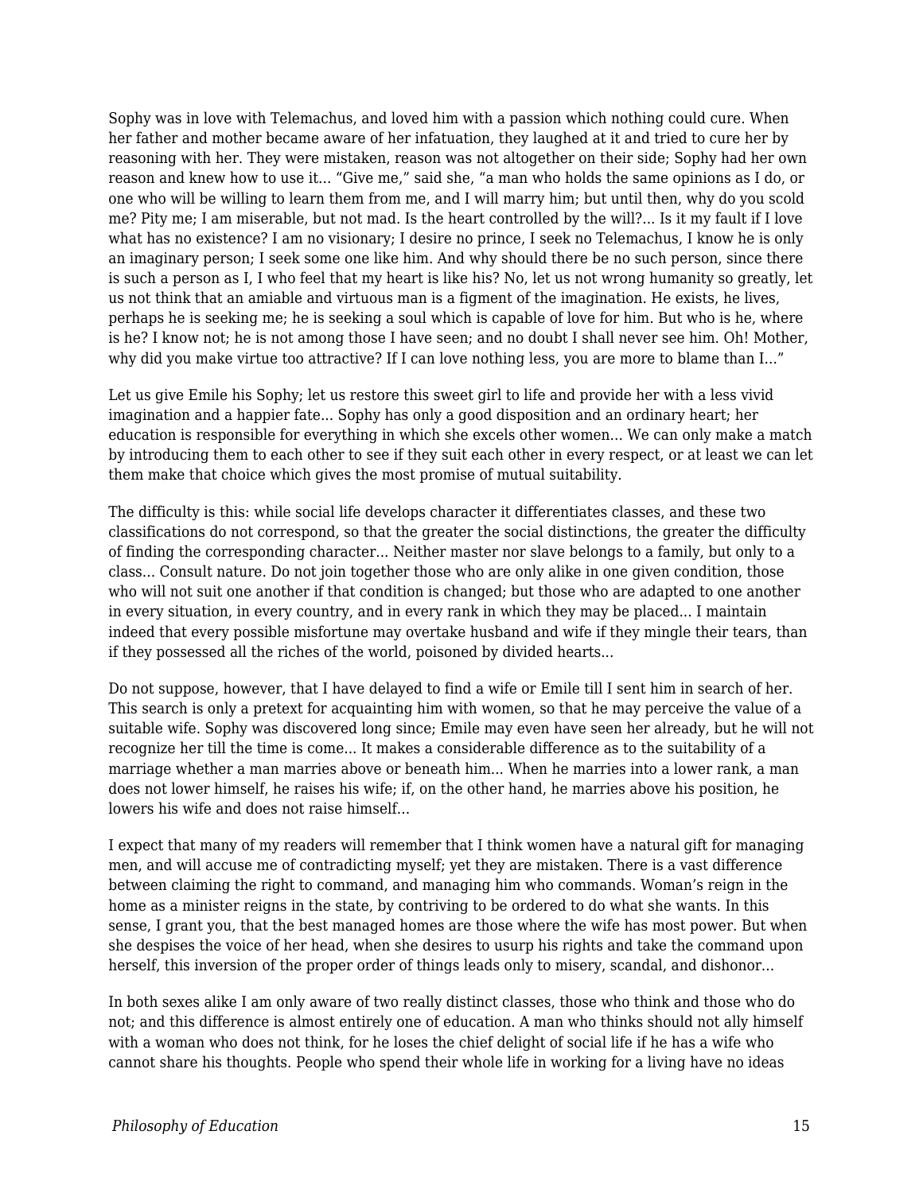Sophy was in love with Telemachus, and loved him with a passion which nothing could cure. When her father and mother became aware of her infatuation, they laughed at it and tried to cure her by reasoning with her. They were mistaken, reason was not altogether on their side; Sophy had her own reason and knew how to use it... "Give me," said she, "a man who holds the same opinions as I do, or one who will be willing to learn them from me, and I will marry him; but until then, why do you scold me? Pity me; I am miserable, but not mad. Is the heart controlled by the will?... Is it my fault if I love what has no existence? I am no visionary; I desire no prince, I seek no Telemachus, I know he is only an imaginary person; I seek some one like him. And why should there be no such person, since there is such a person as I, I who feel that my heart is like his? No, let us not wrong humanity so greatly, let us not think that an amiable and virtuous man is a figment of the imagination. He exists, he lives, perhaps he is seeking me; he is seeking a soul which is capable of love for him. But who is he, where is he? I know not; he is not among those I have seen; and no doubt I shall never see him. Oh! Mother, why did you make virtue too attractive? If I can love nothing less, you are more to blame than I..."

Let us give Emile his Sophy; let us restore this sweet girl to life and provide her with a less vivid imagination and a happier fate... Sophy has only a good disposition and an ordinary heart; her education is responsible for everything in which she excels other women... We can only make a match by introducing them to each other to see if they suit each other in every respect, or at least we can let them make that choice which gives the most promise of mutual suitability.

The difficulty is this: while social life develops character it differentiates classes, and these two classifications do not correspond, so that the greater the social distinctions, the greater the difficulty of finding the corresponding character... Neither master nor slave belongs to a family, but only to a class... Consult nature. Do not join together those who are only alike in one given condition, those who will not suit one another if that condition is changed; but those who are adapted to one another in every situation, in every country, and in every rank in which they may be placed... I maintain indeed that every possible misfortune may overtake husband and wife if they mingle their tears, than if they possessed all the riches of the world, poisoned by divided hearts...

Do not suppose, however, that I have delayed to find a wife or Emile till I sent him in search of her. This search is only a pretext for acquainting him with women, so that he may perceive the value of a suitable wife. Sophy was discovered long since; Emile may even have seen her already, but he will not recognize her till the time is come... It makes a considerable difference as to the suitability of a marriage whether a man marries above or beneath him... When he marries into a lower rank, a man does not lower himself, he raises his wife; if, on the other hand, he marries above his position, he lowers his wife and does not raise himself...

I expect that many of my readers will remember that I think women have a natural gift for managing men, and will accuse me of contradicting myself; yet they are mistaken. There is a vast difference between claiming the right to command, and managing him who commands. Woman's reign in the home as a minister reigns in the state, by contriving to be ordered to do what she wants. In this sense, I grant you, that the best managed homes are those where the wife has most power. But when she despises the voice of her head, when she desires to usurp his rights and take the command upon herself, this inversion of the proper order of things leads only to misery, scandal, and dishonor...

In both sexes alike I am only aware of two really distinct classes, those who think and those who do not; and this difference is almost entirely one of education. A man who thinks should not ally himself with a woman who does not think, for he loses the chief delight of social life if he has a wife who cannot share his thoughts. People who spend their whole life in working for a living have no ideas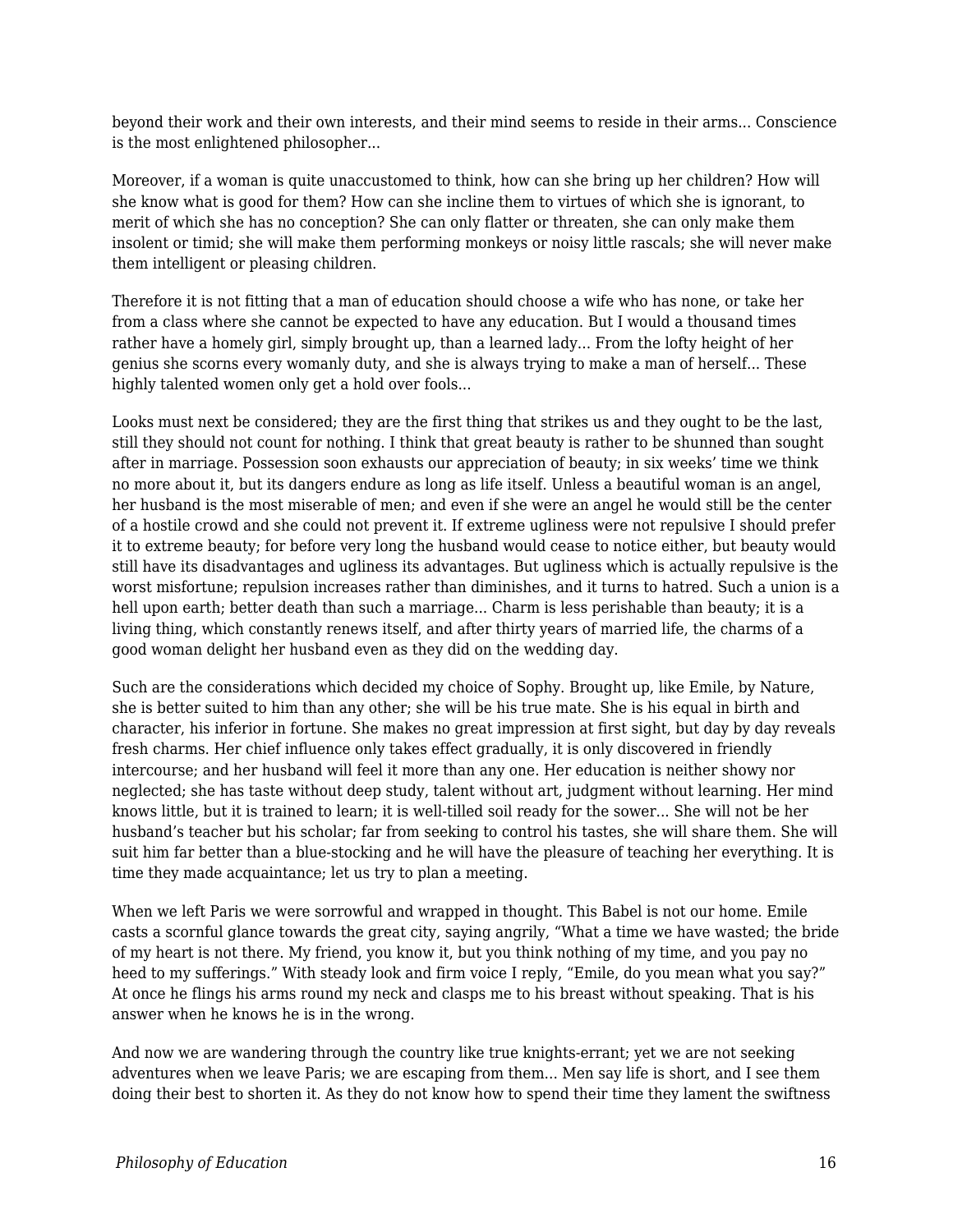beyond their work and their own interests, and their mind seems to reside in their arms… Conscience is the most enlightened philosopher…

Moreover, if a woman is quite unaccustomed to think, how can she bring up her children? How will she know what is good for them? How can she incline them to virtues of which she is ignorant, to merit of which she has no conception? She can only flatter or threaten, she can only make them insolent or timid; she will make them performing monkeys or noisy little rascals; she will never make them intelligent or pleasing children.

Therefore it is not fitting that a man of education should choose a wife who has none, or take her from a class where she cannot be expected to have any education. But I would a thousand times rather have a homely girl, simply brought up, than a learned lady… From the lofty height of her genius she scorns every womanly duty, and she is always trying to make a man of herself… These highly talented women only get a hold over fools…

Looks must next be considered; they are the first thing that strikes us and they ought to be the last, still they should not count for nothing. I think that great beauty is rather to be shunned than sought after in marriage. Possession soon exhausts our appreciation of beauty; in six weeks' time we think no more about it, but its dangers endure as long as life itself. Unless a beautiful woman is an angel, her husband is the most miserable of men; and even if she were an angel he would still be the center of a hostile crowd and she could not prevent it. If extreme ugliness were not repulsive I should prefer it to extreme beauty; for before very long the husband would cease to notice either, but beauty would still have its disadvantages and ugliness its advantages. But ugliness which is actually repulsive is the worst misfortune; repulsion increases rather than diminishes, and it turns to hatred. Such a union is a hell upon earth; better death than such a marriage… Charm is less perishable than beauty; it is a living thing, which constantly renews itself, and after thirty years of married life, the charms of a good woman delight her husband even as they did on the wedding day.

Such are the considerations which decided my choice of Sophy. Brought up, like Emile, by Nature, she is better suited to him than any other; she will be his true mate. She is his equal in birth and character, his inferior in fortune. She makes no great impression at first sight, but day by day reveals fresh charms. Her chief influence only takes effect gradually, it is only discovered in friendly intercourse; and her husband will feel it more than any one. Her education is neither showy nor neglected; she has taste without deep study, talent without art, judgment without learning. Her mind knows little, but it is trained to learn; it is well-tilled soil ready for the sower… She will not be her husband's teacher but his scholar; far from seeking to control his tastes, she will share them. She will suit him far better than a blue-stocking and he will have the pleasure of teaching her everything. It is time they made acquaintance; let us try to plan a meeting.

When we left Paris we were sorrowful and wrapped in thought. This Babel is not our home. Emile casts a scornful glance towards the great city, saying angrily, "What a time we have wasted; the bride of my heart is not there. My friend, you know it, but you think nothing of my time, and you pay no heed to my sufferings." With steady look and firm voice I reply, "Emile, do you mean what you say?" At once he flings his arms round my neck and clasps me to his breast without speaking. That is his answer when he knows he is in the wrong.

And now we are wandering through the country like true knights-errant; yet we are not seeking adventures when we leave Paris; we are escaping from them… Men say life is short, and I see them doing their best to shorten it. As they do not know how to spend their time they lament the swiftness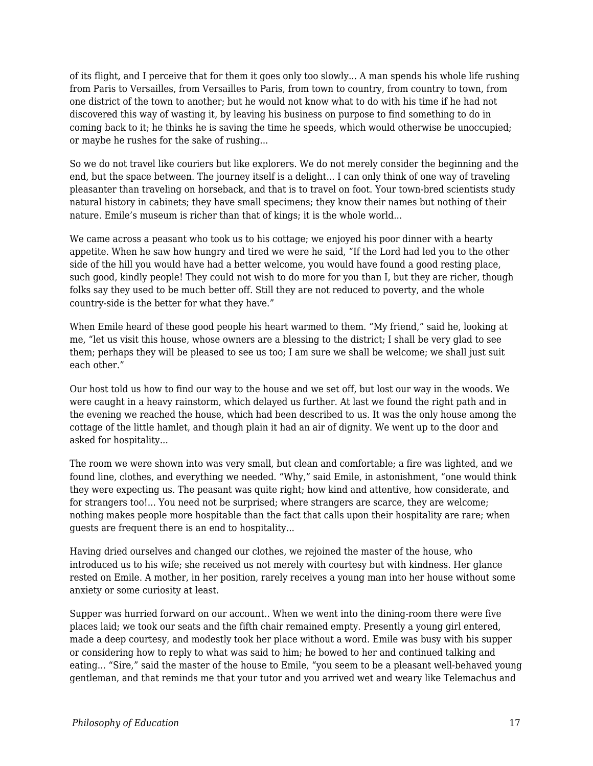of its flight, and I perceive that for them it goes only too slowly... A man spends his whole life rushing from Paris to Versailles, from Versailles to Paris, from town to country, from country to town, from one district of the town to another; but he would not know what to do with his time if he had not discovered this way of wasting it, by leaving his business on purpose to find something to do in coming back to it; he thinks he is saving the time he speeds, which would otherwise be unoccupied; or maybe he rushes for the sake of rushing...

So we do not travel like couriers but like explorers. We do not merely consider the beginning and the end, but the space between. The journey itself is a delight... I can only think of one way of traveling pleasanter than traveling on horseback, and that is to travel on foot. Your town-bred scientists study natural history in cabinets; they have small specimens; they know their names but nothing of their nature. Emile's museum is richer than that of kings; it is the whole world...

We came across a peasant who took us to his cottage; we enjoyed his poor dinner with a hearty appetite. When he saw how hungry and tired we were he said, "If the Lord had led you to the other side of the hill you would have had a better welcome, you would have found a good resting place, such good, kindly people! They could not wish to do more for you than I, but they are richer, though folks say they used to be much better off. Still they are not reduced to poverty, and the whole country-side is the better for what they have."

When Emile heard of these good people his heart warmed to them. "My friend," said he, looking at me, "let us visit this house, whose owners are a blessing to the district; I shall be very glad to see them; perhaps they will be pleased to see us too; I am sure we shall be welcome; we shall just suit each other."

Our host told us how to find our way to the house and we set off, but lost our way in the woods. We were caught in a heavy rainstorm, which delayed us further. At last we found the right path and in the evening we reached the house, which had been described to us. It was the only house among the cottage of the little hamlet, and though plain it had an air of dignity. We went up to the door and asked for hospitality...

The room we were shown into was very small, but clean and comfortable; a fire was lighted, and we found line, clothes, and everything we needed. "Why," said Emile, in astonishment, "one would think they were expecting us. The peasant was quite right; how kind and attentive, how considerate, and for strangers too!... You need not be surprised; where strangers are scarce, they are welcome; nothing makes people more hospitable than the fact that calls upon their hospitality are rare; when guests are frequent there is an end to hospitality...

Having dried ourselves and changed our clothes, we rejoined the master of the house, who introduced us to his wife; she received us not merely with courtesy but with kindness. Her glance rested on Emile. A mother, in her position, rarely receives a young man into her house without some anxiety or some curiosity at least.

Supper was hurried forward on our account.. When we went into the dining-room there were five places laid; we took our seats and the fifth chair remained empty. Presently a young girl entered, made a deep courtesy, and modestly took her place without a word. Emile was busy with his supper or considering how to reply to what was said to him; he bowed to her and continued talking and eating... "Sire," said the master of the house to Emile, "you seem to be a pleasant well-behaved young gentleman, and that reminds me that your tutor and you arrived wet and weary like Telemachus and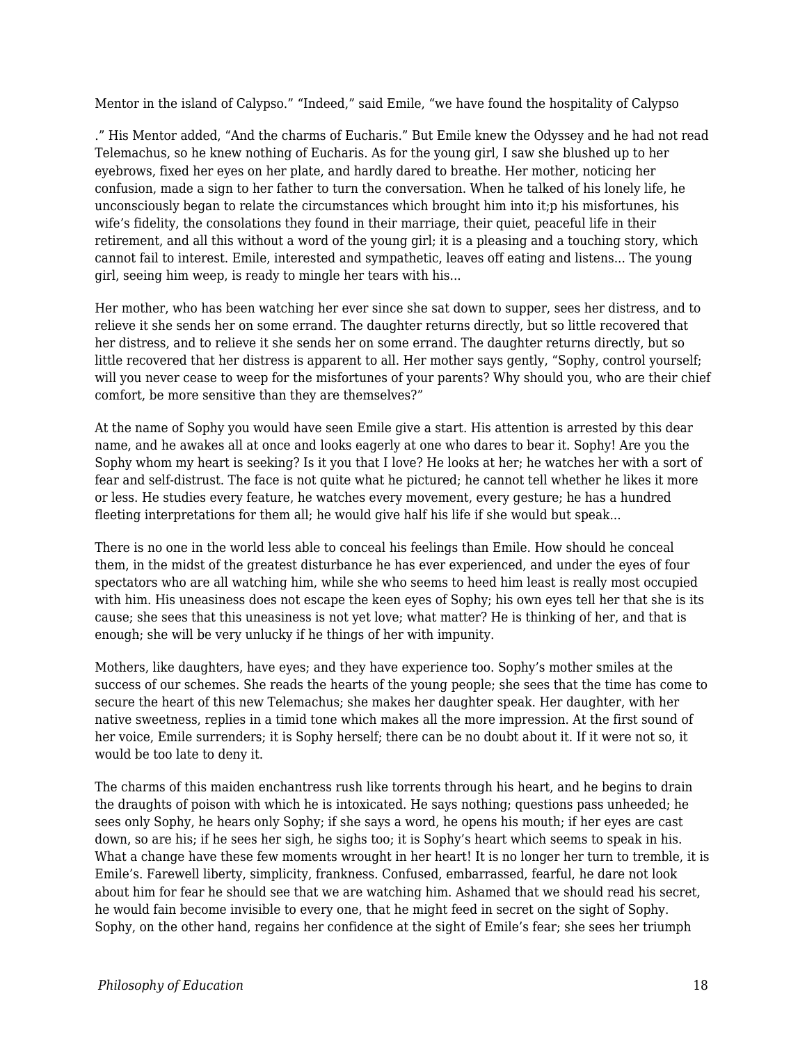Mentor in the island of Calypso." "Indeed," said Emile, "we have found the hospitality of Calypso

." His Mentor added, "And the charms of Eucharis." But Emile knew the Odyssey and he had not read Telemachus, so he knew nothing of Eucharis. As for the young girl, I saw she blushed up to her eyebrows, fixed her eyes on her plate, and hardly dared to breathe. Her mother, noticing her confusion, made a sign to her father to turn the conversation. When he talked of his lonely life, he unconsciously began to relate the circumstances which brought him into it;p his misfortunes, his wife's fidelity, the consolations they found in their marriage, their quiet, peaceful life in their retirement, and all this without a word of the young girl; it is a pleasing and a touching story, which cannot fail to interest. Emile, interested and sympathetic, leaves off eating and listens... The young girl, seeing him weep, is ready to mingle her tears with his...

Her mother, who has been watching her ever since she sat down to supper, sees her distress, and to relieve it she sends her on some errand. The daughter returns directly, but so little recovered that her distress, and to relieve it she sends her on some errand. The daughter returns directly, but so little recovered that her distress is apparent to all. Her mother says gently, "Sophy, control yourself; will you never cease to weep for the misfortunes of your parents? Why should you, who are their chief comfort, be more sensitive than they are themselves?"

At the name of Sophy you would have seen Emile give a start. His attention is arrested by this dear name, and he awakes all at once and looks eagerly at one who dares to bear it. Sophy! Are you the Sophy whom my heart is seeking? Is it you that I love? He looks at her; he watches her with a sort of fear and self-distrust. The face is not quite what he pictured; he cannot tell whether he likes it more or less. He studies every feature, he watches every movement, every gesture; he has a hundred fleeting interpretations for them all; he would give half his life if she would but speak...

There is no one in the world less able to conceal his feelings than Emile. How should he conceal them, in the midst of the greatest disturbance he has ever experienced, and under the eyes of four spectators who are all watching him, while she who seems to heed him least is really most occupied with him. His uneasiness does not escape the keen eyes of Sophy; his own eyes tell her that she is its cause; she sees that this uneasiness is not yet love; what matter? He is thinking of her, and that is enough; she will be very unlucky if he things of her with impunity.

Mothers, like daughters, have eyes; and they have experience too. Sophy's mother smiles at the success of our schemes. She reads the hearts of the young people; she sees that the time has come to secure the heart of this new Telemachus; she makes her daughter speak. Her daughter, with her native sweetness, replies in a timid tone which makes all the more impression. At the first sound of her voice, Emile surrenders; it is Sophy herself; there can be no doubt about it. If it were not so, it would be too late to deny it.

The charms of this maiden enchantress rush like torrents through his heart, and he begins to drain the draughts of poison with which he is intoxicated. He says nothing; questions pass unheeded; he sees only Sophy, he hears only Sophy; if she says a word, he opens his mouth; if her eyes are cast down, so are his; if he sees her sigh, he sighs too; it is Sophy's heart which seems to speak in his. What a change have these few moments wrought in her heart! It is no longer her turn to tremble, it is Emile's. Farewell liberty, simplicity, frankness. Confused, embarrassed, fearful, he dare not look about him for fear he should see that we are watching him. Ashamed that we should read his secret, he would fain become invisible to every one, that he might feed in secret on the sight of Sophy. Sophy, on the other hand, regains her confidence at the sight of Emile's fear; she sees her triumph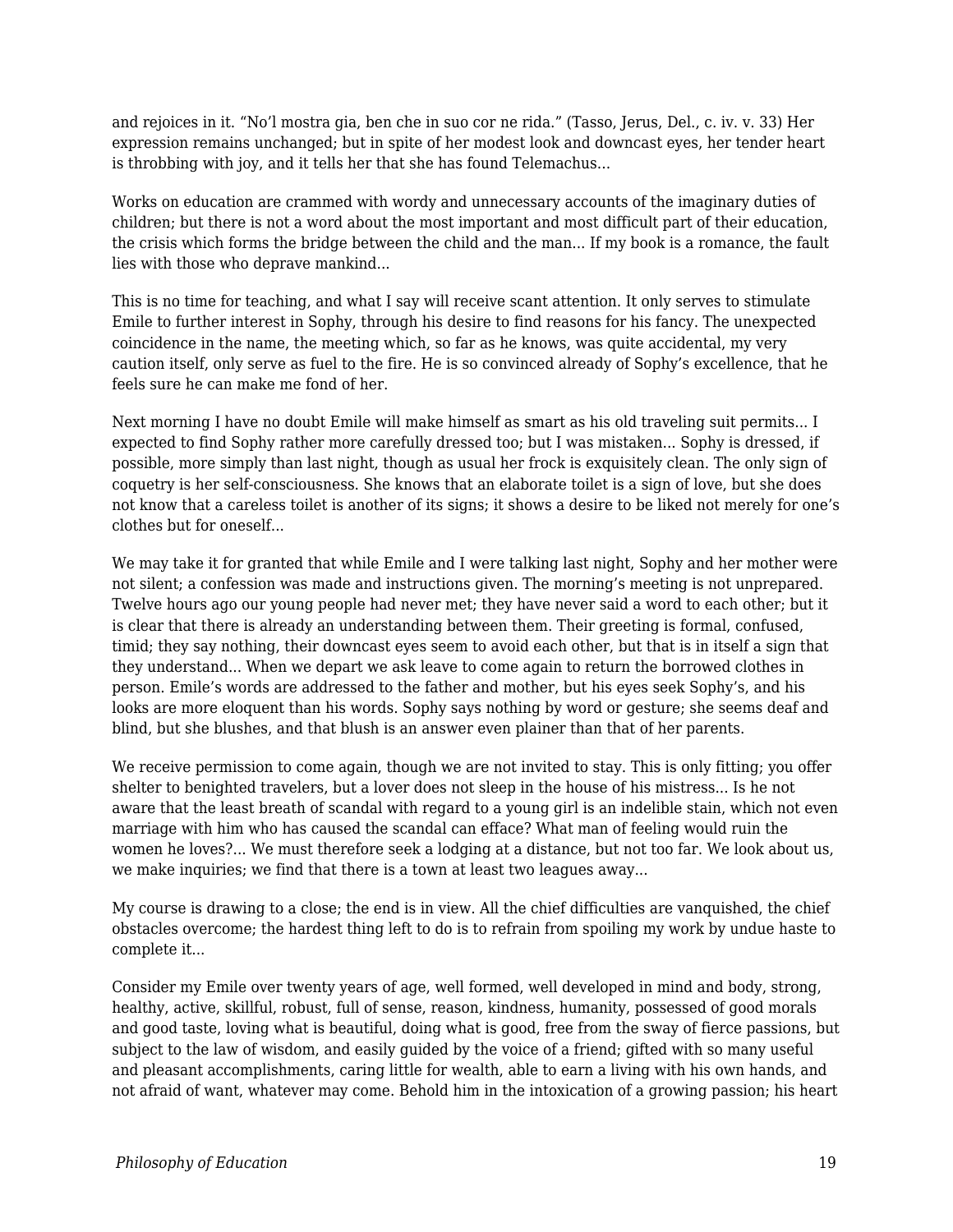and rejoices in it. “No’l mostra gia, ben che in suo cor ne rida.” (Tasso, Jerus, Del., c. iv. v. 33) Her expression remains unchanged; but in spite of her modest look and downcast eyes, her tender heart is throbbing with joy, and it tells her that she has found Telemachus...

Works on education are crammed with wordy and unnecessary accounts of the imaginary duties of children; but there is not a word about the most important and most difficult part of their education, the crisis which forms the bridge between the child and the man... If my book is a romance, the fault lies with those who deprave mankind...

This is no time for teaching, and what I say will receive scant attention. It only serves to stimulate Emile to further interest in Sophy, through his desire to find reasons for his fancy. The unexpected coincidence in the name, the meeting which, so far as he knows, was quite accidental, my very caution itself, only serve as fuel to the fire. He is so convinced already of Sophy’s excellence, that he feels sure he can make me fond of her.

Next morning I have no doubt Emile will make himself as smart as his old traveling suit permits... I expected to find Sophy rather more carefully dressed too; but I was mistaken... Sophy is dressed, if possible, more simply than last night, though as usual her frock is exquisitely clean. The only sign of coquetry is her self-consciousness. She knows that an elaborate toilet is a sign of love, but she does not know that a careless toilet is another of its signs; it shows a desire to be liked not merely for one’s clothes but for oneself...

We may take it for granted that while Emile and I were talking last night, Sophy and her mother were not silent; a confession was made and instructions given. The morning’s meeting is not unprepared. Twelve hours ago our young people had never met; they have never said a word to each other; but it is clear that there is already an understanding between them. Their greeting is formal, confused, timid; they say nothing, their downcast eyes seem to avoid each other, but that is in itself a sign that they understand... When we depart we ask leave to come again to return the borrowed clothes in person. Emile’s words are addressed to the father and mother, but his eyes seek Sophy’s, and his looks are more eloquent than his words. Sophy says nothing by word or gesture; she seems deaf and blind, but she blushes, and that blush is an answer even plainer than that of her parents.

We receive permission to come again, though we are not invited to stay. This is only fitting; you offer shelter to benighted travelers, but a lover does not sleep in the house of his mistress... Is he not aware that the least breath of scandal with regard to a young girl is an indelible stain, which not even marriage with him who has caused the scandal can efface? What man of feeling would ruin the women he loves?... We must therefore seek a lodging at a distance, but not too far. We look about us, we make inquiries; we find that there is a town at least two leagues away...

My course is drawing to a close; the end is in view. All the chief difficulties are vanquished, the chief obstacles overcome; the hardest thing left to do is to refrain from spoiling my work by undue haste to complete it...

Consider my Emile over twenty years of age, well formed, well developed in mind and body, strong, healthy, active, skillful, robust, full of sense, reason, kindness, humanity, possessed of good morals and good taste, loving what is beautiful, doing what is good, free from the sway of fierce passions, but subject to the law of wisdom, and easily guided by the voice of a friend; gifted with so many useful and pleasant accomplishments, caring little for wealth, able to earn a living with his own hands, and not afraid of want, whatever may come. Behold him in the intoxication of a growing passion; his heart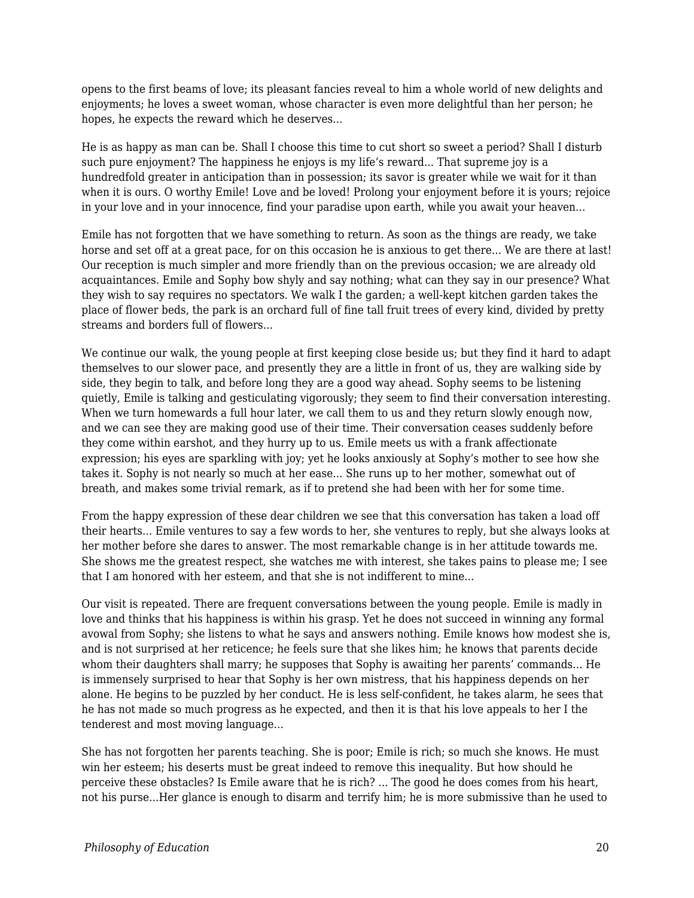opens to the first beams of love; its pleasant fancies reveal to him a whole world of new delights and enjoyments; he loves a sweet woman, whose character is even more delightful than her person; he hopes, he expects the reward which he deserves...

He is as happy as man can be. Shall I choose this time to cut short so sweet a period? Shall I disturb such pure enjoyment? The happiness he enjoys is my life's reward... That supreme joy is a hundredfold greater in anticipation than in possession; its savor is greater while we wait for it than when it is ours. O worthy Emile! Love and be loved! Prolong your enjoyment before it is yours; rejoice in your love and in your innocence, find your paradise upon earth, while you await your heaven...

Emile has not forgotten that we have something to return. As soon as the things are ready, we take horse and set off at a great pace, for on this occasion he is anxious to get there... We are there at last! Our reception is much simpler and more friendly than on the previous occasion; we are already old acquaintances. Emile and Sophy bow shyly and say nothing; what can they say in our presence? What they wish to say requires no spectators. We walk I the garden; a well-kept kitchen garden takes the place of flower beds, the park is an orchard full of fine tall fruit trees of every kind, divided by pretty streams and borders full of flowers...

We continue our walk, the young people at first keeping close beside us; but they find it hard to adapt themselves to our slower pace, and presently they are a little in front of us, they are walking side by side, they begin to talk, and before long they are a good way ahead. Sophy seems to be listening quietly, Emile is talking and gesticulating vigorously; they seem to find their conversation interesting. When we turn homewards a full hour later, we call them to us and they return slowly enough now, and we can see they are making good use of their time. Their conversation ceases suddenly before they come within earshot, and they hurry up to us. Emile meets us with a frank affectionate expression; his eyes are sparkling with joy; yet he looks anxiously at Sophy's mother to see how she takes it. Sophy is not nearly so much at her ease... She runs up to her mother, somewhat out of breath, and makes some trivial remark, as if to pretend she had been with her for some time.

From the happy expression of these dear children we see that this conversation has taken a load off their hearts... Emile ventures to say a few words to her, she ventures to reply, but she always looks at her mother before she dares to answer. The most remarkable change is in her attitude towards me. She shows me the greatest respect, she watches me with interest, she takes pains to please me; I see that I am honored with her esteem, and that she is not indifferent to mine...

Our visit is repeated. There are frequent conversations between the young people. Emile is madly in love and thinks that his happiness is within his grasp. Yet he does not succeed in winning any formal avowal from Sophy; she listens to what he says and answers nothing. Emile knows how modest she is, and is not surprised at her reticence; he feels sure that she likes him; he knows that parents decide whom their daughters shall marry; he supposes that Sophy is awaiting her parents' commands... He is immensely surprised to hear that Sophy is her own mistress, that his happiness depends on her alone. He begins to be puzzled by her conduct. He is less self-confident, he takes alarm, he sees that he has not made so much progress as he expected, and then it is that his love appeals to her I the tenderest and most moving language...

She has not forgotten her parents teaching. She is poor; Emile is rich; so much she knows. He must win her esteem; his deserts must be great indeed to remove this inequality. But how should he perceive these obstacles? Is Emile aware that he is rich? ... The good he does comes from his heart, not his purse...Her glance is enough to disarm and terrify him; he is more submissive than he used to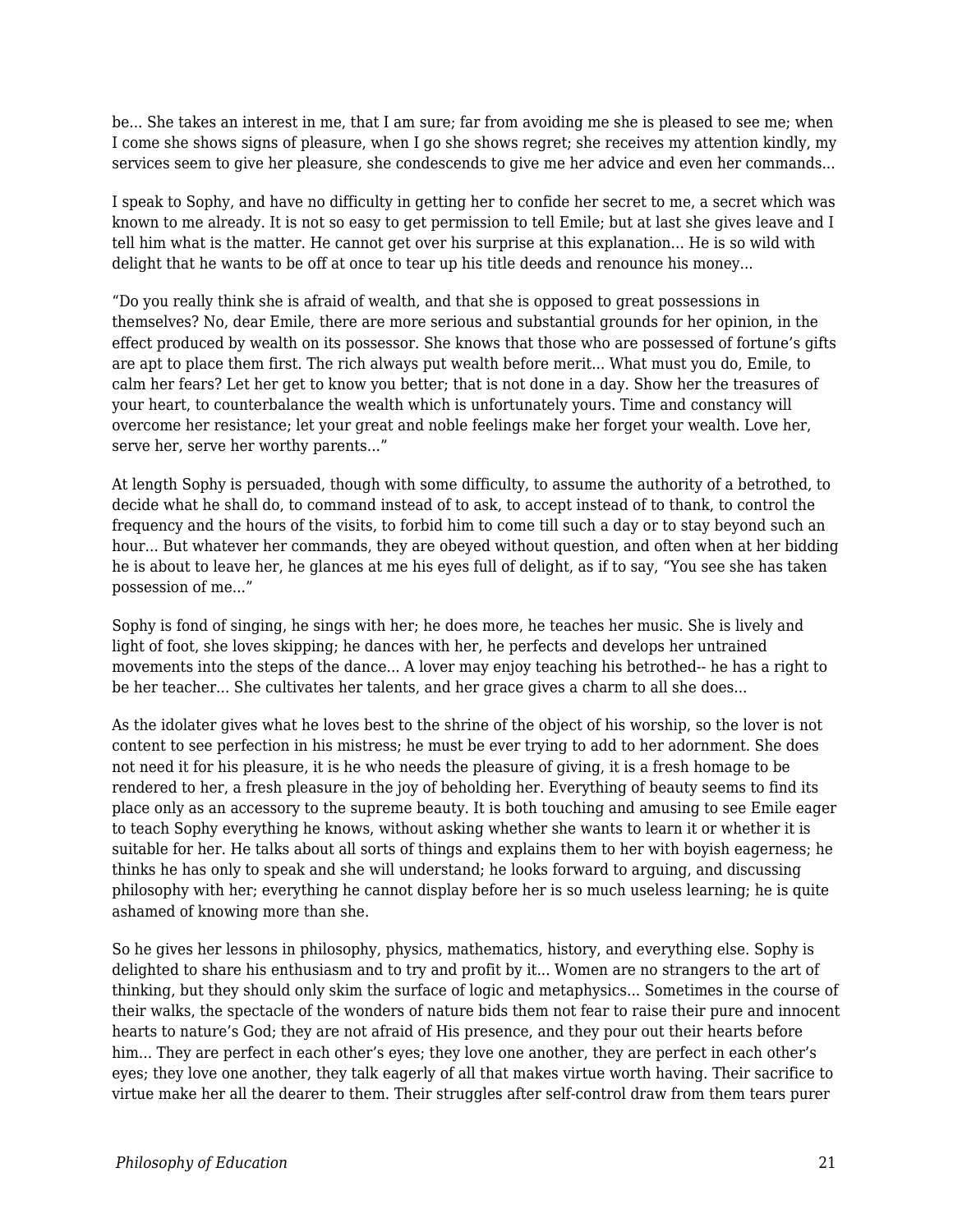be... She takes an interest in me, that I am sure; far from avoiding me she is pleased to see me; when I come she shows signs of pleasure, when I go she shows regret; she receives my attention kindly, my services seem to give her pleasure, she condescends to give me her advice and even her commands...

I speak to Sophy, and have no difficulty in getting her to confide her secret to me, a secret which was known to me already. It is not so easy to get permission to tell Emile; but at last she gives leave and I tell him what is the matter. He cannot get over his surprise at this explanation... He is so wild with delight that he wants to be off at once to tear up his title deeds and renounce his money...

"Do you really think she is afraid of wealth, and that she is opposed to great possessions in themselves? No, dear Emile, there are more serious and substantial grounds for her opinion, in the effect produced by wealth on its possessor. She knows that those who are possessed of fortune's gifts are apt to place them first. The rich always put wealth before merit... What must you do, Emile, to calm her fears? Let her get to know you better; that is not done in a day. Show her the treasures of your heart, to counterbalance the wealth which is unfortunately yours. Time and constancy will overcome her resistance; let your great and noble feelings make her forget your wealth. Love her, serve her, serve her worthy parents..."

At length Sophy is persuaded, though with some difficulty, to assume the authority of a betrothed, to decide what he shall do, to command instead of to ask, to accept instead of to thank, to control the frequency and the hours of the visits, to forbid him to come till such a day or to stay beyond such an hour... But whatever her commands, they are obeyed without question, and often when at her bidding he is about to leave her, he glances at me his eyes full of delight, as if to say, "You see she has taken possession of me..."

Sophy is fond of singing, he sings with her; he does more, he teaches her music. She is lively and light of foot, she loves skipping; he dances with her, he perfects and develops her untrained movements into the steps of the dance... A lover may enjoy teaching his betrothed-- he has a right to be her teacher... She cultivates her talents, and her grace gives a charm to all she does...

As the idolater gives what he loves best to the shrine of the object of his worship, so the lover is not content to see perfection in his mistress; he must be ever trying to add to her adornment. She does not need it for his pleasure, it is he who needs the pleasure of giving, it is a fresh homage to be rendered to her, a fresh pleasure in the joy of beholding her. Everything of beauty seems to find its place only as an accessory to the supreme beauty. It is both touching and amusing to see Emile eager to teach Sophy everything he knows, without asking whether she wants to learn it or whether it is suitable for her. He talks about all sorts of things and explains them to her with boyish eagerness; he thinks he has only to speak and she will understand; he looks forward to arguing, and discussing philosophy with her; everything he cannot display before her is so much useless learning; he is quite ashamed of knowing more than she.

So he gives her lessons in philosophy, physics, mathematics, history, and everything else. Sophy is delighted to share his enthusiasm and to try and profit by it... Women are no strangers to the art of thinking, but they should only skim the surface of logic and metaphysics... Sometimes in the course of their walks, the spectacle of the wonders of nature bids them not fear to raise their pure and innocent hearts to nature's God; they are not afraid of His presence, and they pour out their hearts before him... They are perfect in each other's eyes; they love one another, they are perfect in each other's eyes; they love one another, they talk eagerly of all that makes virtue worth having. Their sacrifice to virtue make her all the dearer to them. Their struggles after self-control draw from them tears purer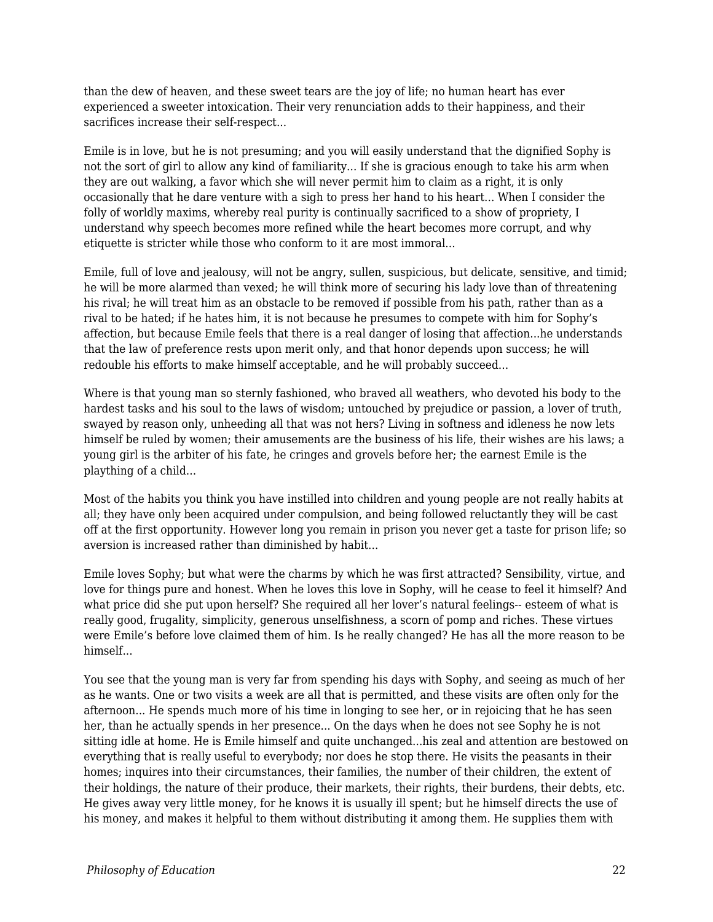than the dew of heaven, and these sweet tears are the joy of life; no human heart has ever experienced a sweeter intoxication. Their very renunciation adds to their happiness, and their sacrifices increase their self-respect...

Emile is in love, but he is not presuming; and you will easily understand that the dignified Sophy is not the sort of girl to allow any kind of familiarity... If she is gracious enough to take his arm when they are out walking, a favor which she will never permit him to claim as a right, it is only occasionally that he dare venture with a sigh to press her hand to his heart... When I consider the folly of worldly maxims, whereby real purity is continually sacrificed to a show of propriety, I understand why speech becomes more refined while the heart becomes more corrupt, and why etiquette is stricter while those who conform to it are most immoral...

Emile, full of love and jealousy, will not be angry, sullen, suspicious, but delicate, sensitive, and timid; he will be more alarmed than vexed; he will think more of securing his lady love than of threatening his rival; he will treat him as an obstacle to be removed if possible from his path, rather than as a rival to be hated; if he hates him, it is not because he presumes to compete with him for Sophy's affection, but because Emile feels that there is a real danger of losing that affection...he understands that the law of preference rests upon merit only, and that honor depends upon success; he will redouble his efforts to make himself acceptable, and he will probably succeed...

Where is that young man so sternly fashioned, who braved all weathers, who devoted his body to the hardest tasks and his soul to the laws of wisdom; untouched by prejudice or passion, a lover of truth, swayed by reason only, unheeding all that was not hers? Living in softness and idleness he now lets himself be ruled by women; their amusements are the business of his life, their wishes are his laws; a young girl is the arbiter of his fate, he cringes and grovels before her; the earnest Emile is the plaything of a child...

Most of the habits you think you have instilled into children and young people are not really habits at all; they have only been acquired under compulsion, and being followed reluctantly they will be cast off at the first opportunity. However long you remain in prison you never get a taste for prison life; so aversion is increased rather than diminished by habit...

Emile loves Sophy; but what were the charms by which he was first attracted? Sensibility, virtue, and love for things pure and honest. When he loves this love in Sophy, will he cease to feel it himself? And what price did she put upon herself? She required all her lover's natural feelings-- esteem of what is really good, frugality, simplicity, generous unselfishness, a scorn of pomp and riches. These virtues were Emile's before love claimed them of him. Is he really changed? He has all the more reason to be himself...

You see that the young man is very far from spending his days with Sophy, and seeing as much of her as he wants. One or two visits a week are all that is permitted, and these visits are often only for the afternoon... He spends much more of his time in longing to see her, or in rejoicing that he has seen her, than he actually spends in her presence... On the days when he does not see Sophy he is not sitting idle at home. He is Emile himself and quite unchanged...his zeal and attention are bestowed on everything that is really useful to everybody; nor does he stop there. He visits the peasants in their homes; inquires into their circumstances, their families, the number of their children, the extent of their holdings, the nature of their produce, their markets, their rights, their burdens, their debts, etc. He gives away very little money, for he knows it is usually ill spent; but he himself directs the use of his money, and makes it helpful to them without distributing it among them. He supplies them with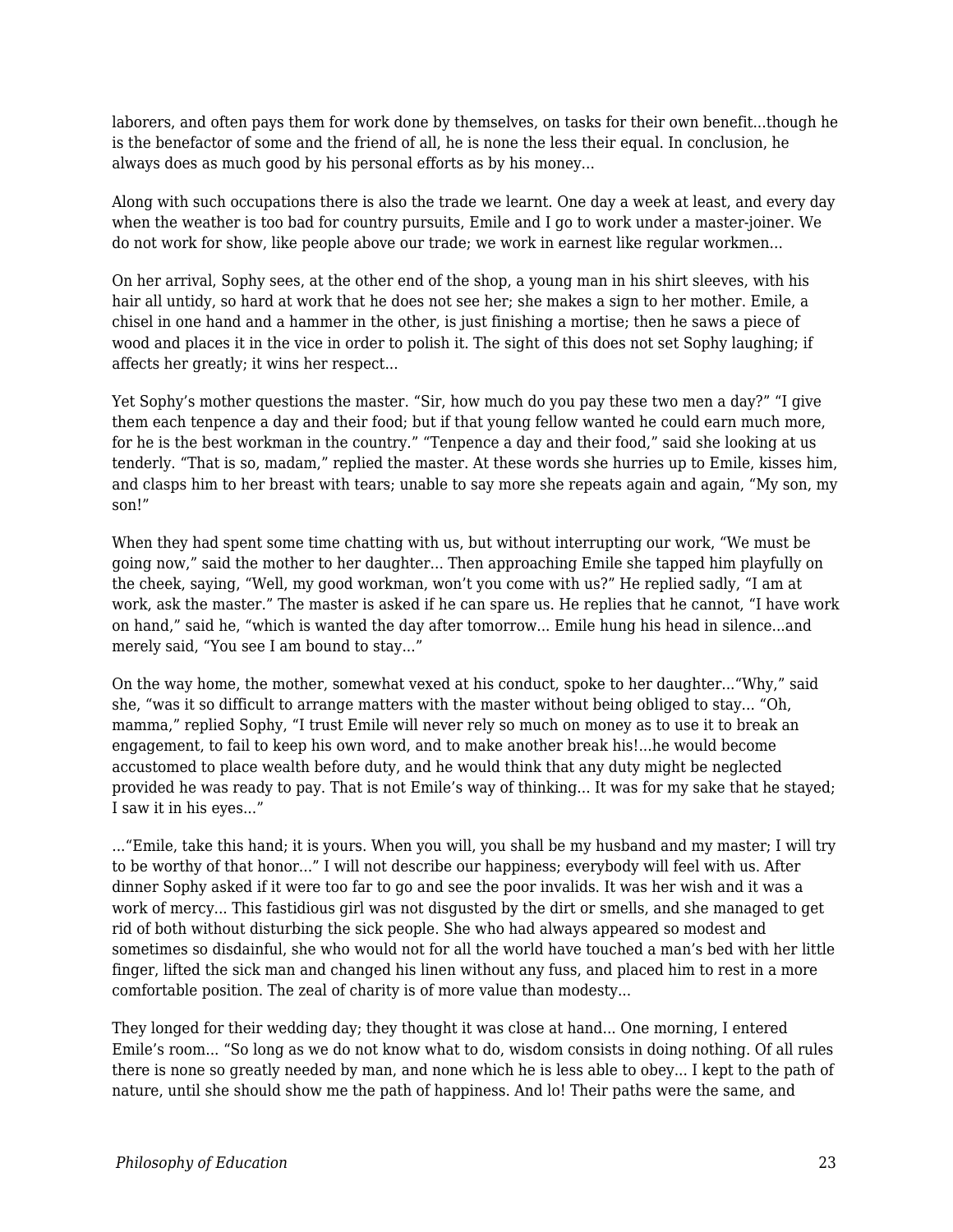laborers, and often pays them for work done by themselves, on tasks for their own benefit...though he is the benefactor of some and the friend of all, he is none the less their equal. In conclusion, he always does as much good by his personal efforts as by his money...

Along with such occupations there is also the trade we learnt. One day a week at least, and every day when the weather is too bad for country pursuits, Emile and I go to work under a master-joiner. We do not work for show, like people above our trade; we work in earnest like regular workmen...

On her arrival, Sophy sees, at the other end of the shop, a young man in his shirt sleeves, with his hair all untidy, so hard at work that he does not see her; she makes a sign to her mother. Emile, a chisel in one hand and a hammer in the other, is just finishing a mortise; then he saws a piece of wood and places it in the vice in order to polish it. The sight of this does not set Sophy laughing; if affects her greatly; it wins her respect...

Yet Sophy's mother questions the master. "Sir, how much do you pay these two men a day?" "I give them each tenpence a day and their food; but if that young fellow wanted he could earn much more, for he is the best workman in the country." "Tenpence a day and their food," said she looking at us tenderly. "That is so, madam," replied the master. At these words she hurries up to Emile, kisses him, and clasps him to her breast with tears; unable to say more she repeats again and again, "My son, my son!"

When they had spent some time chatting with us, but without interrupting our work, "We must be going now," said the mother to her daughter... Then approaching Emile she tapped him playfully on the cheek, saying, "Well, my good workman, won't you come with us?" He replied sadly, "I am at work, ask the master." The master is asked if he can spare us. He replies that he cannot, "I have work on hand," said he, "which is wanted the day after tomorrow... Emile hung his head in silence...and merely said, "You see I am bound to stay..."

On the way home, the mother, somewhat vexed at his conduct, spoke to her daughter..."Why," said she, "was it so difficult to arrange matters with the master without being obliged to stay... "Oh, mamma," replied Sophy, "I trust Emile will never rely so much on money as to use it to break an engagement, to fail to keep his own word, and to make another break his!...he would become accustomed to place wealth before duty, and he would think that any duty might be neglected provided he was ready to pay. That is not Emile's way of thinking... It was for my sake that he stayed; I saw it in his eyes..."

..."Emile, take this hand; it is yours. When you will, you shall be my husband and my master; I will try to be worthy of that honor..." I will not describe our happiness; everybody will feel with us. After dinner Sophy asked if it were too far to go and see the poor invalids. It was her wish and it was a work of mercy... This fastidious girl was not disgusted by the dirt or smells, and she managed to get rid of both without disturbing the sick people. She who had always appeared so modest and sometimes so disdainful, she who would not for all the world have touched a man's bed with her little finger, lifted the sick man and changed his linen without any fuss, and placed him to rest in a more comfortable position. The zeal of charity is of more value than modesty...

They longed for their wedding day; they thought it was close at hand... One morning, I entered Emile's room... "So long as we do not know what to do, wisdom consists in doing nothing. Of all rules there is none so greatly needed by man, and none which he is less able to obey... I kept to the path of nature, until she should show me the path of happiness. And lo! Their paths were the same, and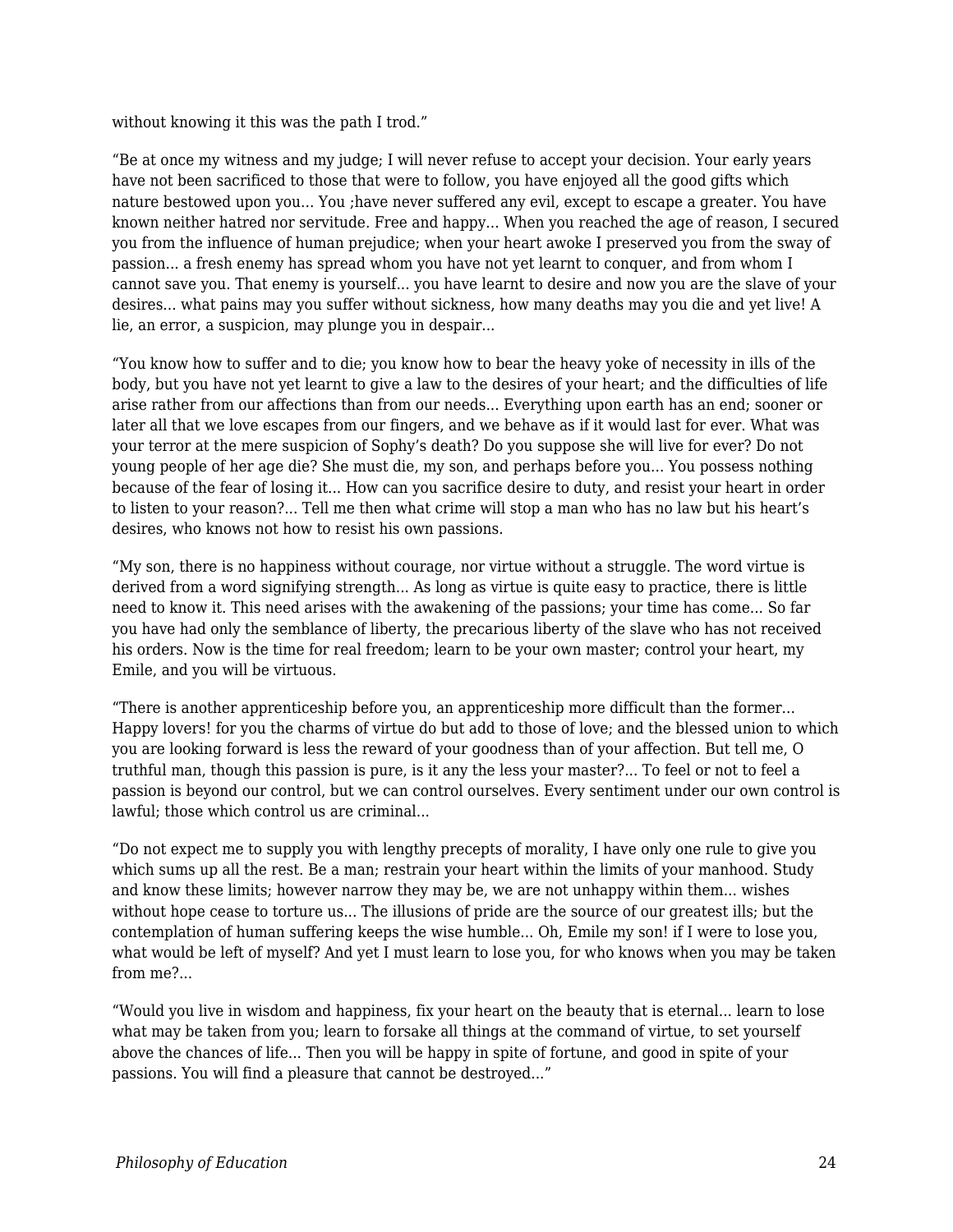without knowing it this was the path I trod."

"Be at once my witness and my judge; I will never refuse to accept your decision. Your early years have not been sacrificed to those that were to follow, you have enjoyed all the good gifts which nature bestowed upon you... You ;have never suffered any evil, except to escape a greater. You have known neither hatred nor servitude. Free and happy... When you reached the age of reason, I secured you from the influence of human prejudice; when your heart awoke I preserved you from the sway of passion... a fresh enemy has spread whom you have not yet learnt to conquer, and from whom I cannot save you. That enemy is yourself... you have learnt to desire and now you are the slave of your desires... what pains may you suffer without sickness, how many deaths may you die and yet live! A lie, an error, a suspicion, may plunge you in despair...

"You know how to suffer and to die; you know how to bear the heavy yoke of necessity in ills of the body, but you have not yet learnt to give a law to the desires of your heart; and the difficulties of life arise rather from our affections than from our needs... Everything upon earth has an end; sooner or later all that we love escapes from our fingers, and we behave as if it would last for ever. What was your terror at the mere suspicion of Sophy's death? Do you suppose she will live for ever? Do not young people of her age die? She must die, my son, and perhaps before you... You possess nothing because of the fear of losing it... How can you sacrifice desire to duty, and resist your heart in order to listen to your reason?... Tell me then what crime will stop a man who has no law but his heart's desires, who knows not how to resist his own passions.

"My son, there is no happiness without courage, nor virtue without a struggle. The word virtue is derived from a word signifying strength... As long as virtue is quite easy to practice, there is little need to know it. This need arises with the awakening of the passions; your time has come... So far you have had only the semblance of liberty, the precarious liberty of the slave who has not received his orders. Now is the time for real freedom; learn to be your own master; control your heart, my Emile, and you will be virtuous.

"There is another apprenticeship before you, an apprenticeship more difficult than the former... Happy lovers! for you the charms of virtue do but add to those of love; and the blessed union to which you are looking forward is less the reward of your goodness than of your affection. But tell me, O truthful man, though this passion is pure, is it any the less your master?... To feel or not to feel a passion is beyond our control, but we can control ourselves. Every sentiment under our own control is lawful; those which control us are criminal...

"Do not expect me to supply you with lengthy precepts of morality, I have only one rule to give you which sums up all the rest. Be a man; restrain your heart within the limits of your manhood. Study and know these limits; however narrow they may be, we are not unhappy within them... wishes without hope cease to torture us... The illusions of pride are the source of our greatest ills; but the contemplation of human suffering keeps the wise humble... Oh, Emile my son! if I were to lose you, what would be left of myself? And yet I must learn to lose you, for who knows when you may be taken from me?...

"Would you live in wisdom and happiness, fix your heart on the beauty that is eternal... learn to lose what may be taken from you; learn to forsake all things at the command of virtue, to set yourself above the chances of life... Then you will be happy in spite of fortune, and good in spite of your passions. You will find a pleasure that cannot be destroyed..."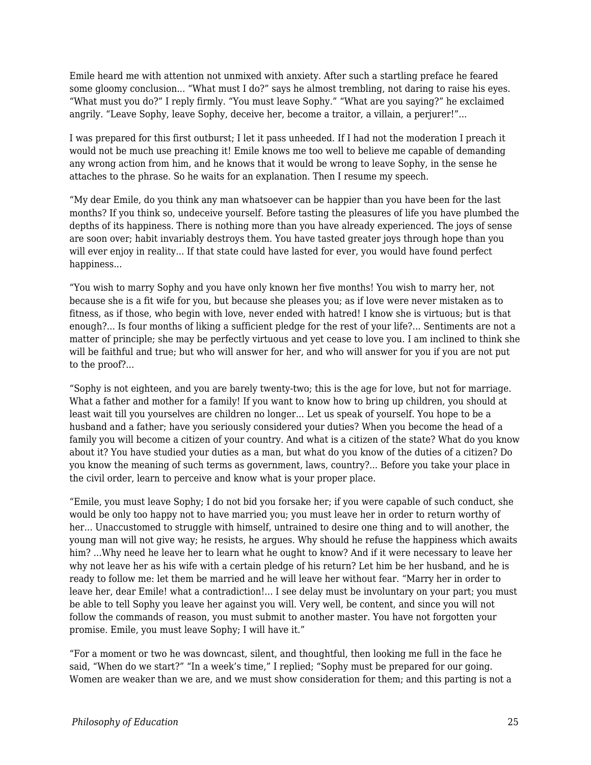Emile heard me with attention not unmixed with anxiety. After such a startling preface he feared some gloomy conclusion… "What must I do?" says he almost trembling, not daring to raise his eyes. "What must you do?" I reply firmly. "You must leave Sophy." "What are you saying?" he exclaimed angrily. "Leave Sophy, leave Sophy, deceive her, become a traitor, a villain, a perjurer!"…

I was prepared for this first outburst; I let it pass unheeded. If I had not the moderation I preach it would not be much use preaching it! Emile knows me too well to believe me capable of demanding any wrong action from him, and he knows that it would be wrong to leave Sophy, in the sense he attaches to the phrase. So he waits for an explanation. Then I resume my speech.

"My dear Emile, do you think any man whatsoever can be happier than you have been for the last months? If you think so, undeceive yourself. Before tasting the pleasures of life you have plumbed the depths of its happiness. There is nothing more than you have already experienced. The joys of sense are soon over; habit invariably destroys them. You have tasted greater joys through hope than you will ever enjoy in reality… If that state could have lasted for ever, you would have found perfect happiness…

"You wish to marry Sophy and you have only known her five months! You wish to marry her, not because she is a fit wife for you, but because she pleases you; as if love were never mistaken as to fitness, as if those, who begin with love, never ended with hatred! I know she is virtuous; but is that enough?… Is four months of liking a sufficient pledge for the rest of your life?… Sentiments are not a matter of principle; she may be perfectly virtuous and yet cease to love you. I am inclined to think she will be faithful and true; but who will answer for her, and who will answer for you if you are not put to the proof?…

"Sophy is not eighteen, and you are barely twenty-two; this is the age for love, but not for marriage. What a father and mother for a family! If you want to know how to bring up children, you should at least wait till you yourselves are children no longer… Let us speak of yourself. You hope to be a husband and a father; have you seriously considered your duties? When you become the head of a family you will become a citizen of your country. And what is a citizen of the state? What do you know about it? You have studied your duties as a man, but what do you know of the duties of a citizen? Do you know the meaning of such terms as government, laws, country?… Before you take your place in the civil order, learn to perceive and know what is your proper place.

"Emile, you must leave Sophy; I do not bid you forsake her; if you were capable of such conduct, she would be only too happy not to have married you; you must leave her in order to return worthy of her… Unaccustomed to struggle with himself, untrained to desire one thing and to will another, the young man will not give way; he resists, he argues. Why should he refuse the happiness which awaits him? …Why need he leave her to learn what he ought to know? And if it were necessary to leave her why not leave her as his wife with a certain pledge of his return? Let him be her husband, and he is ready to follow me: let them be married and he will leave her without fear. "Marry her in order to leave her, dear Emile! what a contradiction!… I see delay must be involuntary on your part; you must be able to tell Sophy you leave her against you will. Very well, be content, and since you will not follow the commands of reason, you must submit to another master. You have not forgotten your promise. Emile, you must leave Sophy; I will have it."

"For a moment or two he was downcast, silent, and thoughtful, then looking me full in the face he said, "When do we start?" "In a week's time," I replied; "Sophy must be prepared for our going. Women are weaker than we are, and we must show consideration for them; and this parting is not a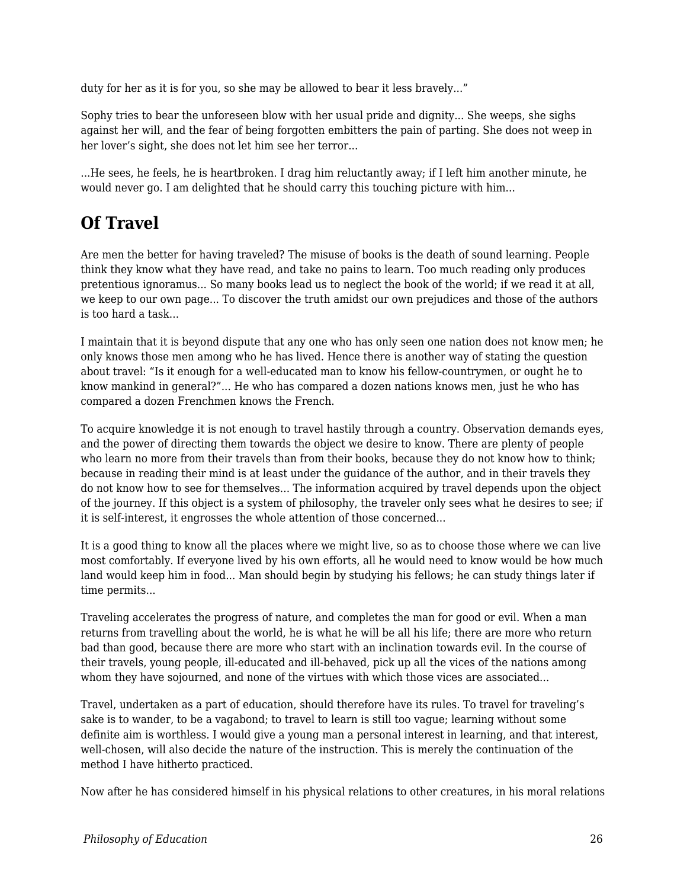duty for her as it is for you, so she may be allowed to bear it less bravely…"

Sophy tries to bear the unforeseen blow with her usual pride and dignity… She weeps, she sighs against her will, and the fear of being forgotten embitters the pain of parting. She does not weep in her lover's sight, she does not let him see her terror…

…He sees, he feels, he is heartbroken. I drag him reluctantly away; if I left him another minute, he would never go. I am delighted that he should carry this touching picture with him…

## Of Travel

Are men the better for having traveled? The misuse of books is the death of sound learning. People think they know what they have read, and take no pains to learn. Too much reading only produces pretentious ignoramus… So many books lead us to neglect the book of the world; if we read it at all, we keep to our own page… To discover the truth amidst our own prejudices and those of the authors is too hard a task…

I maintain that it is beyond dispute that any one who has only seen one nation does not know men; he only knows those men among who he has lived. Hence there is another way of stating the question about travel: "Is it enough for a well-educated man to know his fellow-countrymen, or ought he to know mankind in general?"… He who has compared a dozen nations knows men, just he who has compared a dozen Frenchmen knows the French.

To acquire knowledge it is not enough to travel hastily through a country. Observation demands eyes, and the power of directing them towards the object we desire to know. There are plenty of people who learn no more from their travels than from their books, because they do not know how to think; because in reading their mind is at least under the guidance of the author, and in their travels they do not know how to see for themselves… The information acquired by travel depends upon the object of the journey. If this object is a system of philosophy, the traveler only sees what he desires to see; if it is self-interest, it engrosses the whole attention of those concerned…

It is a good thing to know all the places where we might live, so as to choose those where we can live most comfortably. If everyone lived by his own efforts, all he would need to know would be how much land would keep him in food… Man should begin by studying his fellows; he can study things later if time permits…

Traveling accelerates the progress of nature, and completes the man for good or evil. When a man returns from travelling about the world, he is what he will be all his life; there are more who return bad than good, because there are more who start with an inclination towards evil. In the course of their travels, young people, ill-educated and ill-behaved, pick up all the vices of the nations among whom they have sojourned, and none of the virtues with which those vices are associated…

Travel, undertaken as a part of education, should therefore have its rules. To travel for traveling's sake is to wander, to be a vagabond; to travel to learn is still too vague; learning without some definite aim is worthless. I would give a young man a personal interest in learning, and that interest, well-chosen, will also decide the nature of the instruction. This is merely the continuation of the method I have hitherto practiced.

Now after he has considered himself in his physical relations to other creatures, in his moral relations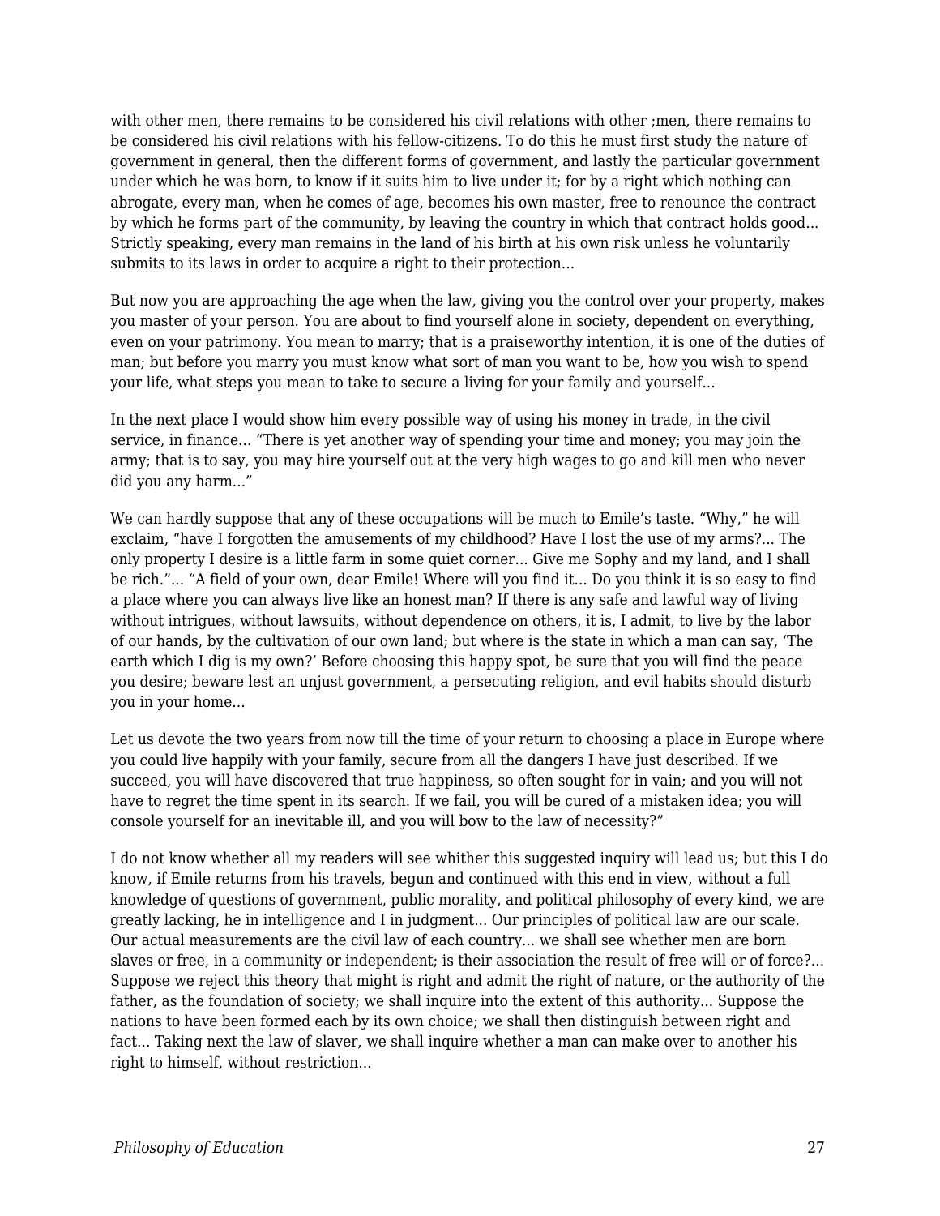with other men, there remains to be considered his civil relations with other ;men, there remains to be considered his civil relations with his fellow-citizens. To do this he must first study the nature of government in general, then the different forms of government, and lastly the particular government under which he was born, to know if it suits him to live under it; for by a right which nothing can abrogate, every man, when he comes of age, becomes his own master, free to renounce the contract by which he forms part of the community, by leaving the country in which that contract holds good... Strictly speaking, every man remains in the land of his birth at his own risk unless he voluntarily submits to its laws in order to acquire a right to their protection...

But now you are approaching the age when the law, giving you the control over your property, makes you master of your person. You are about to find yourself alone in society, dependent on everything, even on your patrimony. You mean to marry; that is a praiseworthy intention, it is one of the duties of man; but before you marry you must know what sort of man you want to be, how you wish to spend your life, what steps you mean to take to secure a living for your family and yourself...

In the next place I would show him every possible way of using his money in trade, in the civil service, in finance... "There is yet another way of spending your time and money; you may join the army; that is to say, you may hire yourself out at the very high wages to go and kill men who never did you any harm..."

We can hardly suppose that any of these occupations will be much to Emile's taste. "Why," he will exclaim, "have I forgotten the amusements of my childhood? Have I lost the use of my arms?... The only property I desire is a little farm in some quiet corner... Give me Sophy and my land, and I shall be rich."... "A field of your own, dear Emile! Where will you find it... Do you think it is so easy to find a place where you can always live like an honest man? If there is any safe and lawful way of living without intrigues, without lawsuits, without dependence on others, it is, I admit, to live by the labor of our hands, by the cultivation of our own land; but where is the state in which a man can say, 'The earth which I dig is my own?' Before choosing this happy spot, be sure that you will find the peace you desire; beware lest an unjust government, a persecuting religion, and evil habits should disturb you in your home...

Let us devote the two years from now till the time of your return to choosing a place in Europe where you could live happily with your family, secure from all the dangers I have just described. If we succeed, you will have discovered that true happiness, so often sought for in vain; and you will not have to regret the time spent in its search. If we fail, you will be cured of a mistaken idea; you will console yourself for an inevitable ill, and you will bow to the law of necessity?"

I do not know whether all my readers will see whither this suggested inquiry will lead us; but this I do know, if Emile returns from his travels, begun and continued with this end in view, without a full knowledge of questions of government, public morality, and political philosophy of every kind, we are greatly lacking, he in intelligence and I in judgment... Our principles of political law are our scale. Our actual measurements are the civil law of each country... we shall see whether men are born slaves or free, in a community or independent; is their association the result of free will or of force?... Suppose we reject this theory that might is right and admit the right of nature, or the authority of the father, as the foundation of society; we shall inquire into the extent of this authority... Suppose the nations to have been formed each by its own choice; we shall then distinguish between right and fact... Taking next the law of slaver, we shall inquire whether a man can make over to another his right to himself, without restriction...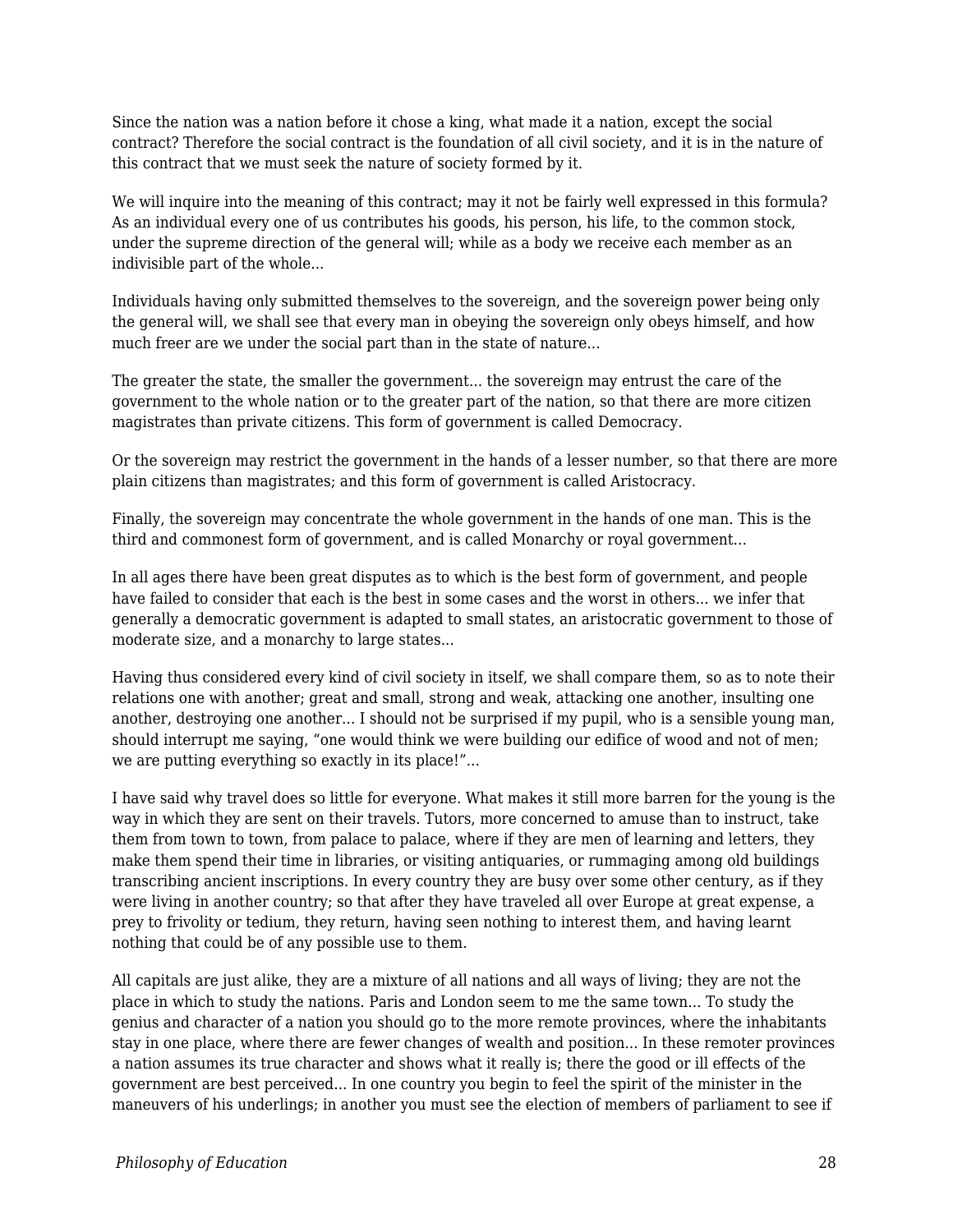Since the nation was a nation before it chose a king, what made it a nation, except the social contract? Therefore the social contract is the foundation of all civil society, and it is in the nature of this contract that we must seek the nature of society formed by it.

We will inquire into the meaning of this contract; may it not be fairly well expressed in this formula? As an individual every one of us contributes his goods, his person, his life, to the common stock, under the supreme direction of the general will; while as a body we receive each member as an indivisible part of the whole...

Individuals having only submitted themselves to the sovereign, and the sovereign power being only the general will, we shall see that every man in obeying the sovereign only obeys himself, and how much freer are we under the social part than in the state of nature...

The greater the state, the smaller the government... the sovereign may entrust the care of the government to the whole nation or to the greater part of the nation, so that there are more citizen magistrates than private citizens. This form of government is called Democracy.

Or the sovereign may restrict the government in the hands of a lesser number, so that there are more plain citizens than magistrates; and this form of government is called Aristocracy.

Finally, the sovereign may concentrate the whole government in the hands of one man. This is the third and commonest form of government, and is called Monarchy or royal government...

In all ages there have been great disputes as to which is the best form of government, and people have failed to consider that each is the best in some cases and the worst in others... we infer that generally a democratic government is adapted to small states, an aristocratic government to those of moderate size, and a monarchy to large states...

Having thus considered every kind of civil society in itself, we shall compare them, so as to note their relations one with another; great and small, strong and weak, attacking one another, insulting one another, destroying one another... I should not be surprised if my pupil, who is a sensible young man, should interrupt me saying, "one would think we were building our edifice of wood and not of men; we are putting everything so exactly in its place!"...

I have said why travel does so little for everyone. What makes it still more barren for the young is the way in which they are sent on their travels. Tutors, more concerned to amuse than to instruct, take them from town to town, from palace to palace, where if they are men of learning and letters, they make them spend their time in libraries, or visiting antiquaries, or rummaging among old buildings transcribing ancient inscriptions. In every country they are busy over some other century, as if they were living in another country; so that after they have traveled all over Europe at great expense, a prey to frivolity or tedium, they return, having seen nothing to interest them, and having learnt nothing that could be of any possible use to them.

All capitals are just alike, they are a mixture of all nations and all ways of living; they are not the place in which to study the nations. Paris and London seem to me the same town... To study the genius and character of a nation you should go to the more remote provinces, where the inhabitants stay in one place, where there are fewer changes of wealth and position... In these remoter provinces a nation assumes its true character and shows what it really is; there the good or ill effects of the government are best perceived... In one country you begin to feel the spirit of the minister in the maneuvers of his underlings; in another you must see the election of members of parliament to see if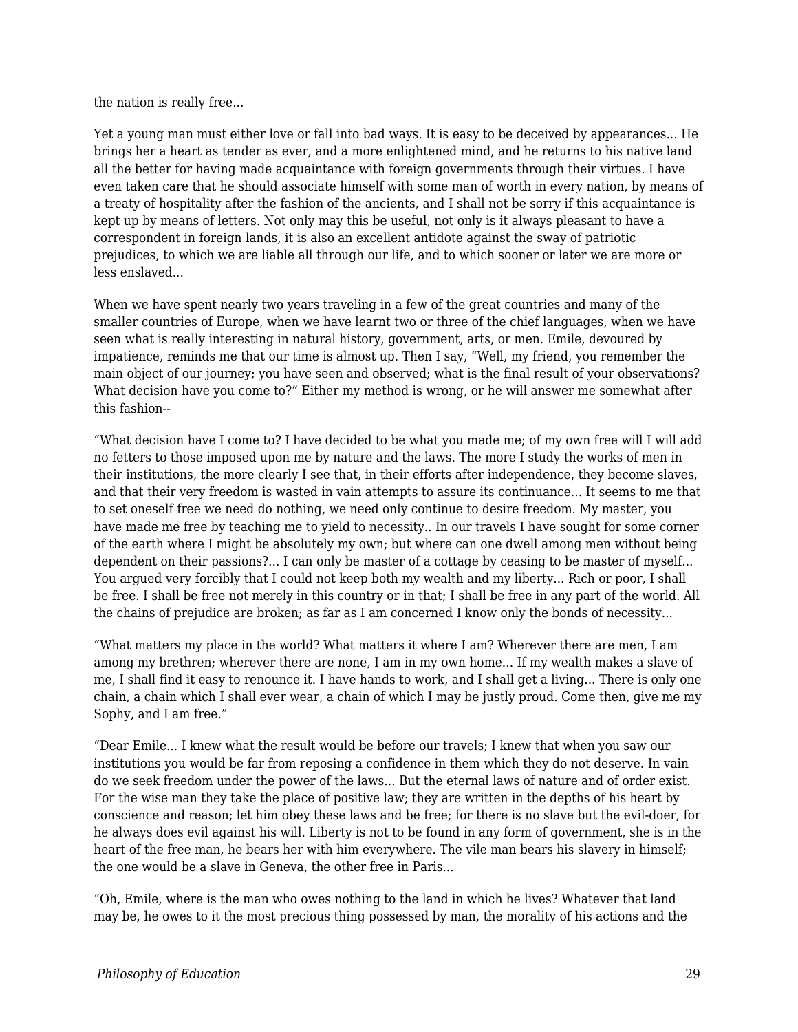the nation is really free...

Yet a young man must either love or fall into bad ways. It is easy to be deceived by appearances... He brings her a heart as tender as ever, and a more enlightened mind, and he returns to his native land all the better for having made acquaintance with foreign governments through their virtues. I have even taken care that he should associate himself with some man of worth in every nation, by means of a treaty of hospitality after the fashion of the ancients, and I shall not be sorry if this acquaintance is kept up by means of letters. Not only may this be useful, not only is it always pleasant to have a correspondent in foreign lands, it is also an excellent antidote against the sway of patriotic prejudices, to which we are liable all through our life, and to which sooner or later we are more or less enslaved...

When we have spent nearly two years traveling in a few of the great countries and many of the smaller countries of Europe, when we have learnt two or three of the chief languages, when we have seen what is really interesting in natural history, government, arts, or men. Emile, devoured by impatience, reminds me that our time is almost up. Then I say, "Well, my friend, you remember the main object of our journey; you have seen and observed; what is the final result of your observations? What decision have you come to?" Either my method is wrong, or he will answer me somewhat after this fashion--

"What decision have I come to? I have decided to be what you made me; of my own free will I will add no fetters to those imposed upon me by nature and the laws. The more I study the works of men in their institutions, the more clearly I see that, in their efforts after independence, they become slaves, and that their very freedom is wasted in vain attempts to assure its continuance... It seems to me that to set oneself free we need do nothing, we need only continue to desire freedom. My master, you have made me free by teaching me to yield to necessity.. In our travels I have sought for some corner of the earth where I might be absolutely my own; but where can one dwell among men without being dependent on their passions?... I can only be master of a cottage by ceasing to be master of myself... You argued very forcibly that I could not keep both my wealth and my liberty... Rich or poor, I shall be free. I shall be free not merely in this country or in that; I shall be free in any part of the world. All the chains of prejudice are broken; as far as I am concerned I know only the bonds of necessity...

"What matters my place in the world? What matters it where I am? Wherever there are men, I am among my brethren; wherever there are none, I am in my own home... If my wealth makes a slave of me, I shall find it easy to renounce it. I have hands to work, and I shall get a living... There is only one chain, a chain which I shall ever wear, a chain of which I may be justly proud. Come then, give me my Sophy, and I am free."

"Dear Emile... I knew what the result would be before our travels; I knew that when you saw our institutions you would be far from reposing a confidence in them which they do not deserve. In vain do we seek freedom under the power of the laws... But the eternal laws of nature and of order exist. For the wise man they take the place of positive law; they are written in the depths of his heart by conscience and reason; let him obey these laws and be free; for there is no slave but the evil-doer, for he always does evil against his will. Liberty is not to be found in any form of government, she is in the heart of the free man, he bears her with him everywhere. The vile man bears his slavery in himself; the one would be a slave in Geneva, the other free in Paris...

"Oh, Emile, where is the man who owes nothing to the land in which he lives? Whatever that land may be, he owes to it the most precious thing possessed by man, the morality of his actions and the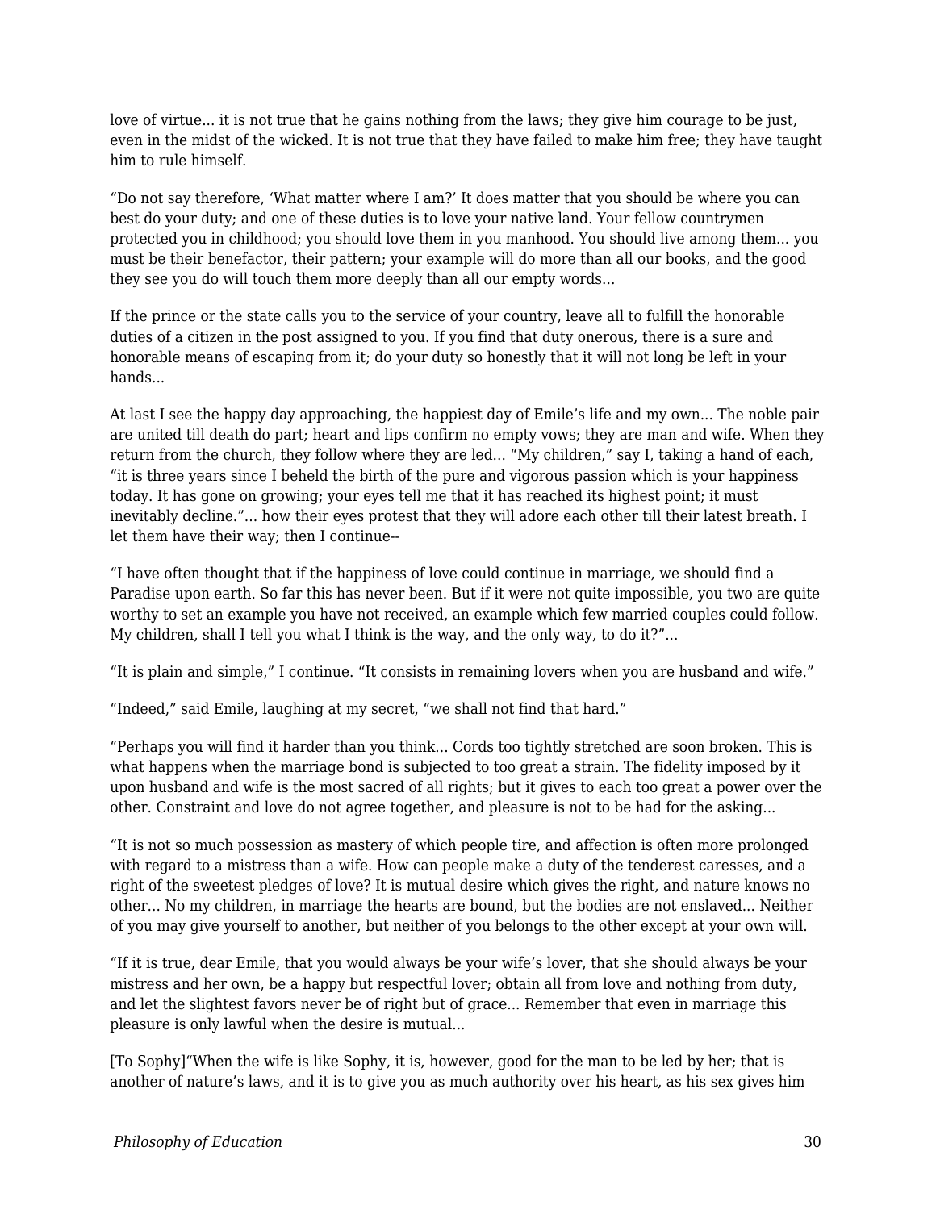love of virtue... it is not true that he gains nothing from the laws; they give him courage to be just, even in the midst of the wicked. It is not true that they have failed to make him free; they have taught him to rule himself.

"Do not say therefore, 'What matter where I am?' It does matter that you should be where you can best do your duty; and one of these duties is to love your native land. Your fellow countrymen protected you in childhood; you should love them in you manhood. You should live among them... you must be their benefactor, their pattern; your example will do more than all our books, and the good they see you do will touch them more deeply than all our empty words...

If the prince or the state calls you to the service of your country, leave all to fulfill the honorable duties of a citizen in the post assigned to you. If you find that duty onerous, there is a sure and honorable means of escaping from it; do your duty so honestly that it will not long be left in your hands...

At last I see the happy day approaching, the happiest day of Emile's life and my own... The noble pair are united till death do part; heart and lips confirm no empty vows; they are man and wife. When they return from the church, they follow where they are led... "My children," say I, taking a hand of each, "it is three years since I beheld the birth of the pure and vigorous passion which is your happiness today. It has gone on growing; your eyes tell me that it has reached its highest point; it must inevitably decline."... how their eyes protest that they will adore each other till their latest breath. I let them have their way; then I continue--

"I have often thought that if the happiness of love could continue in marriage, we should find a Paradise upon earth. So far this has never been. But if it were not quite impossible, you two are quite worthy to set an example you have not received, an example which few married couples could follow. My children, shall I tell you what I think is the way, and the only way, to do it?"...

"It is plain and simple," I continue. "It consists in remaining lovers when you are husband and wife."

"Indeed," said Emile, laughing at my secret, "we shall not find that hard."

"Perhaps you will find it harder than you think... Cords too tightly stretched are soon broken. This is what happens when the marriage bond is subjected to too great a strain. The fidelity imposed by it upon husband and wife is the most sacred of all rights; but it gives to each too great a power over the other. Constraint and love do not agree together, and pleasure is not to be had for the asking...

"It is not so much possession as mastery of which people tire, and affection is often more prolonged with regard to a mistress than a wife. How can people make a duty of the tenderest caresses, and a right of the sweetest pledges of love? It is mutual desire which gives the right, and nature knows no other... No my children, in marriage the hearts are bound, but the bodies are not enslaved... Neither of you may give yourself to another, but neither of you belongs to the other except at your own will.

"If it is true, dear Emile, that you would always be your wife's lover, that she should always be your mistress and her own, be a happy but respectful lover; obtain all from love and nothing from duty, and let the slightest favors never be of right but of grace... Remember that even in marriage this pleasure is only lawful when the desire is mutual...

[To Sophy]"When the wife is like Sophy, it is, however, good for the man to be led by her; that is another of nature's laws, and it is to give you as much authority over his heart, as his sex gives him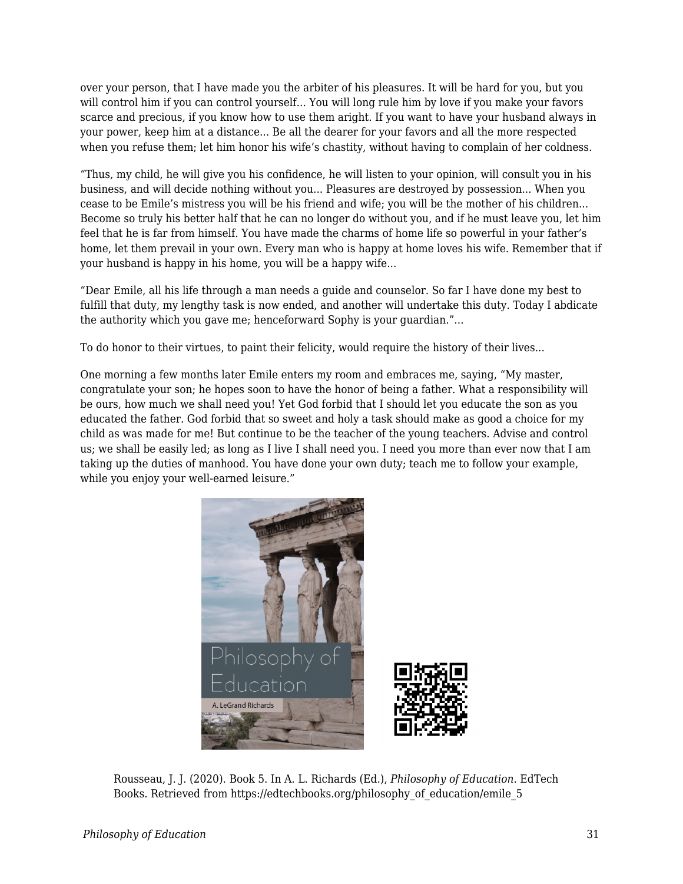over your person, that I have made you the arbiter of his pleasures. It will be hard for you, but you will control him if you can control yourself... You will long rule him by love if you make your favors scarce and precious, if you know how to use them aright. If you want to have your husband always in your power, keep him at a distance... Be all the dearer for your favors and all the more respected when you refuse them; let him honor his wife's chastity, without having to complain of her coldness.

"Thus, my child, he will give you his confidence, he will listen to your opinion, will consult you in his business, and will decide nothing without you... Pleasures are destroyed by possession... When you cease to be Emile's mistress you will be his friend and wife; you will be the mother of his children... Become so truly his better half that he can no longer do without you, and if he must leave you, let him feel that he is far from himself. You have made the charms of home life so powerful in your father's home, let them prevail in your own. Every man who is happy at home loves his wife. Remember that if your husband is happy in his home, you will be a happy wife...

"Dear Emile, all his life through a man needs a guide and counselor. So far I have done my best to fulfill that duty, my lengthy task is now ended, and another will undertake this duty. Today I abdicate the authority which you gave me; henceforward Sophy is your guardian."...

To do honor to their virtues, to paint their felicity, would require the history of their lives...

One morning a few months later Emile enters my room and embraces me, saying, "My master, congratulate your son; he hopes soon to have the honor of being a father. What a responsibility will be ours, how much we shall need you! Yet God forbid that I should let you educate the son as you educated the father. God forbid that so sweet and holy a task should make as good a choice for my child as was made for me! But continue to be the teacher of the young teachers. Advise and control us; we shall be easily led; as long as I live I shall need you. I need you more than ever now that I am taking up the duties of manhood. You have done your own duty; teach me to follow your example, while you enjoy your well-earned leisure."

Rousseau, J. J. (2020). Book 5. In A. L. Richards (Ed.), *Philosophy of Education*. EdTech Books. Retrieved from https://edtechbooks.org/philosophy_of_education/emile_5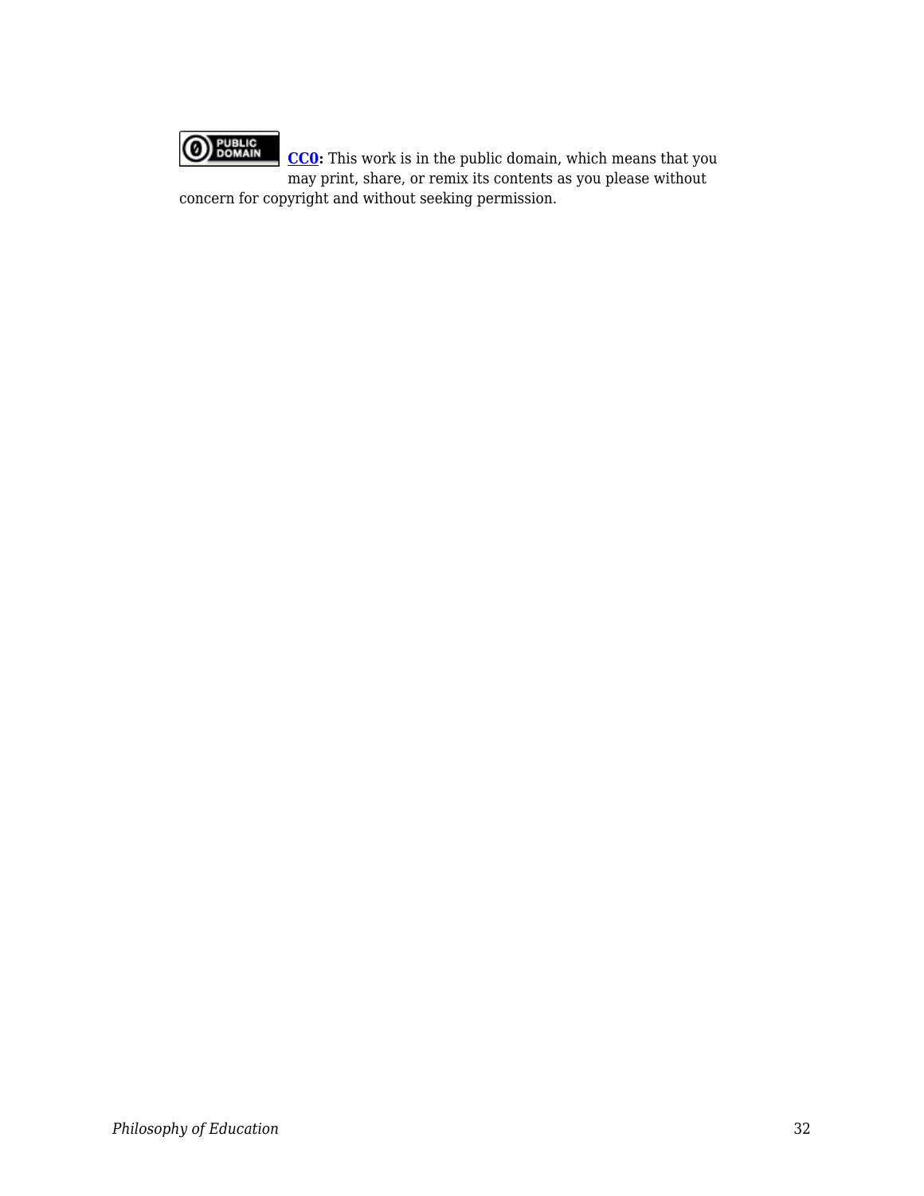**CC0:** This work is in the public domain, which means that you may print, share, or remix its contents as you please without concern for copyright and without seeking permission.